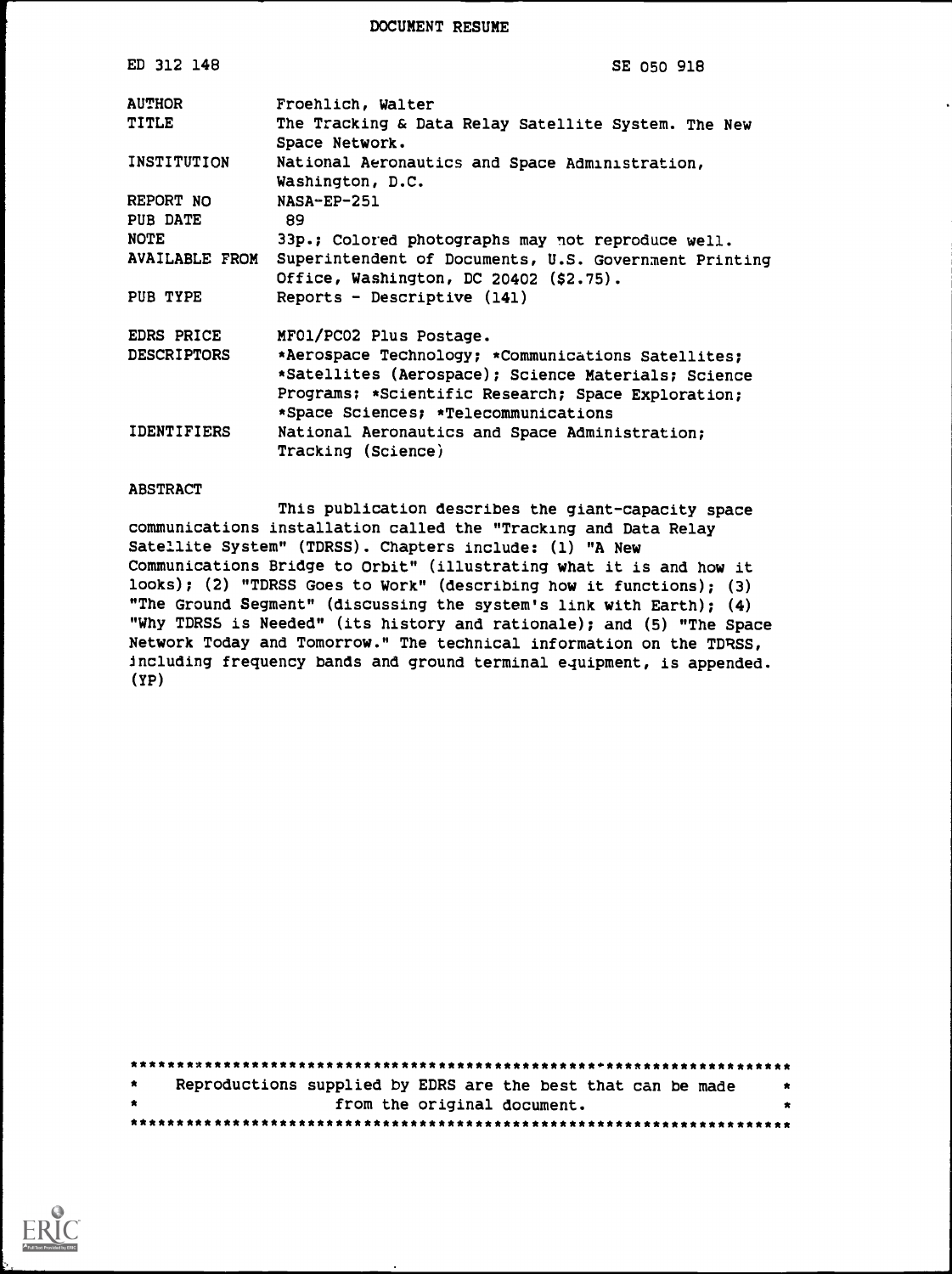DOCUMENT RESUME

| | |
|---|---|
| ED 312 148 | SE 050 918 |
| AUTHOR | Froehlich, Walter |
| TITLE | The Tracking & Data Relay Satellite System. The New Space Network. |
| INSTITUTION | National Aeronautics and Space Administration, Washington, D.C. |
| REPORT NO | NASA-EP-251 |
| PUB DATE | 89 |
| NOTE | 33p.; Colored photographs may not reproduce well. |
| AVAILABLE FROM | Superintendent of Documents, U.S. Government Printing Office, Washington, DC 20402 ($2.75). |
| PUB TYPE | Reports - Descriptive (141) |
| EDRS PRICE | MF01/PC02 Plus Postage. |
| DESCRIPTORS | *Aerospace Technology; *Communications Satellites; *Satellites (Aerospace); Science Materials; Science Programs; *Scientific Research; Space Exploration; *Space Sciences; *Telecommunications |
| IDENTIFIERS | National Aeronautics and Space Administration; Tracking (Science) |

ABSTRACT

This publication describes the giant-capacity space communications installation called the "Tracking and Data Relay Satellite System" (TDRSS). Chapters include: (1) "A New Communications Bridge to Orbit" (illustrating what it is and how it looks); (2) "TDRSS Goes to Work" (describing how it functions); (3) "The Ground Segment" (discussing the system's link with Earth); (4) "Why TDRSS is Needed" (its history and rationale); and (5) "The Space Network Today and Tomorrow." The technical information on the TDRSS, including frequency bands and ground terminal equipment, is appended. (YP)

***********************************************************************
* Reproductions supplied by EDRS are the best that can be made *
* from the original document. *
***********************************************************************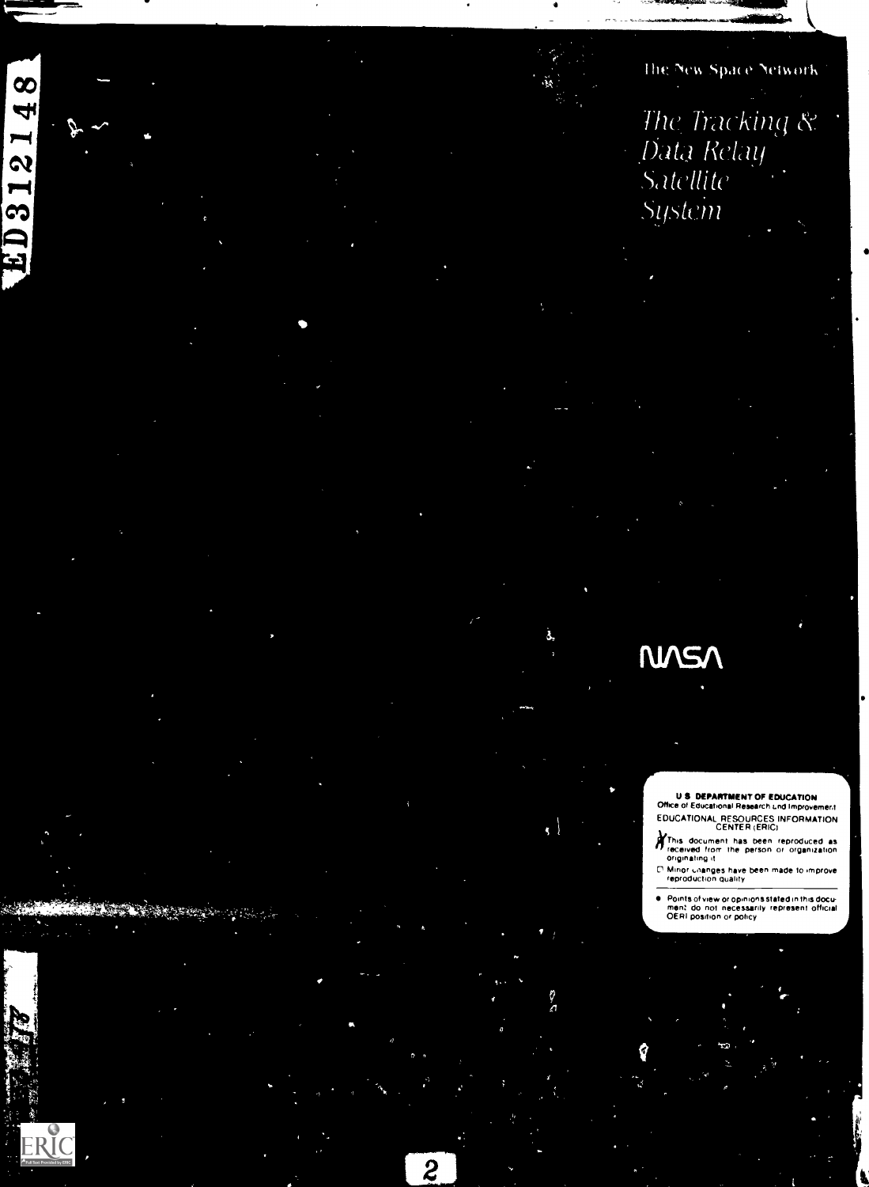The New Space Network

# *The Tracking & Data Relay Satellite System*

NASA

**U S DEPARTMENT OF EDUCATION**
Office of Educational Research and Improvement
EDUCATIONAL RESOURCES INFORMATION CENTER (ERIC)

- This document has been reproduced as received from the person or organization originating it
- Minor changes have been made to improve reproduction quality
- Points of view or opinions stated in this document do not necessarily represent official OERI position or policy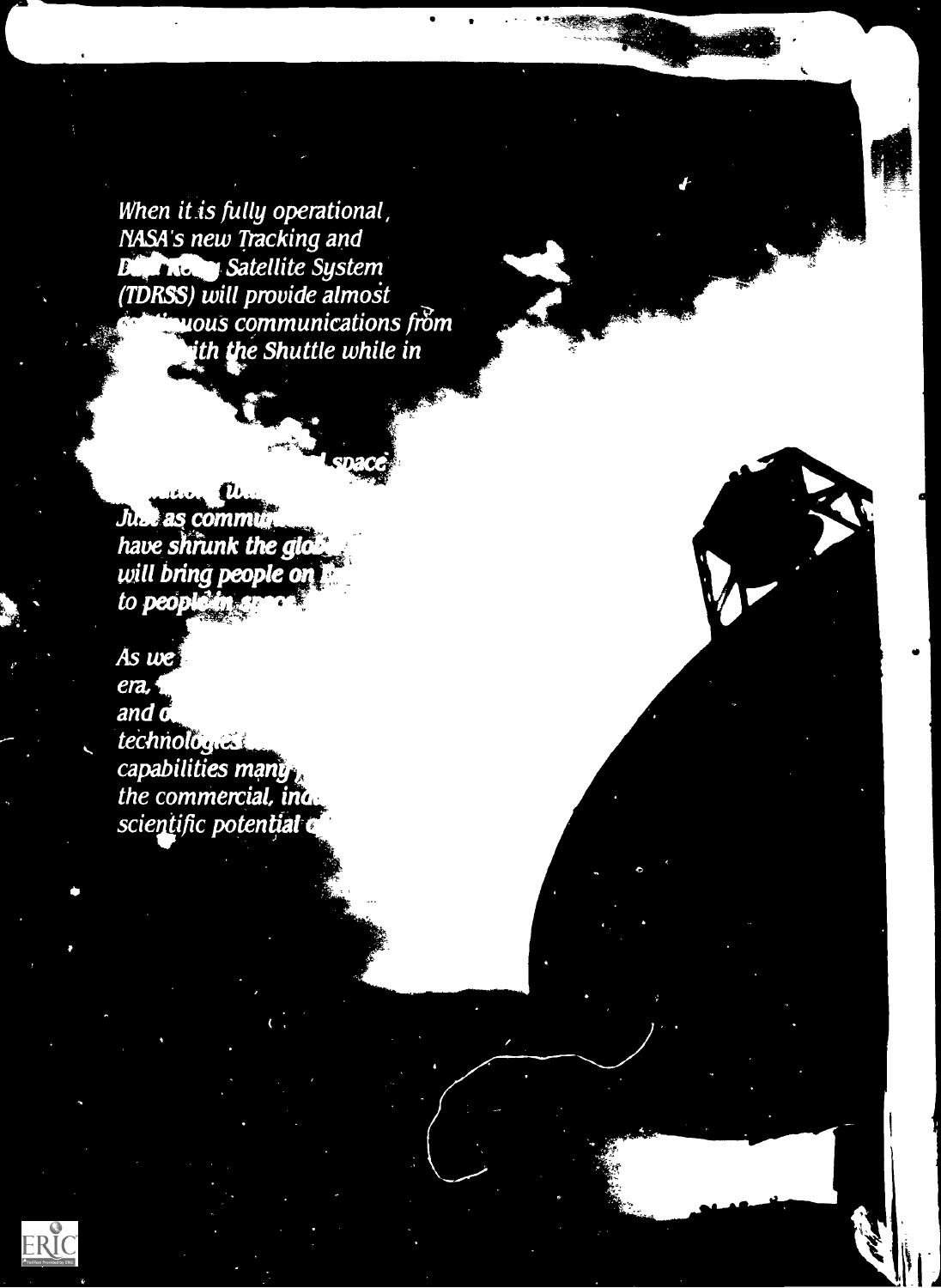*When it is fully operational, NASA's new Tracking and Data Relay Satellite System (TDRSS) will provide almost continuous communications from ... with the Shuttle while in ...*

***... space ...***

***Just as commu... have shrunk the glo... will bring people on ... to people in space...***

*As we ... era, ... and ... technologies ... capabilities many ... the commercial, ind... scientific potential ...*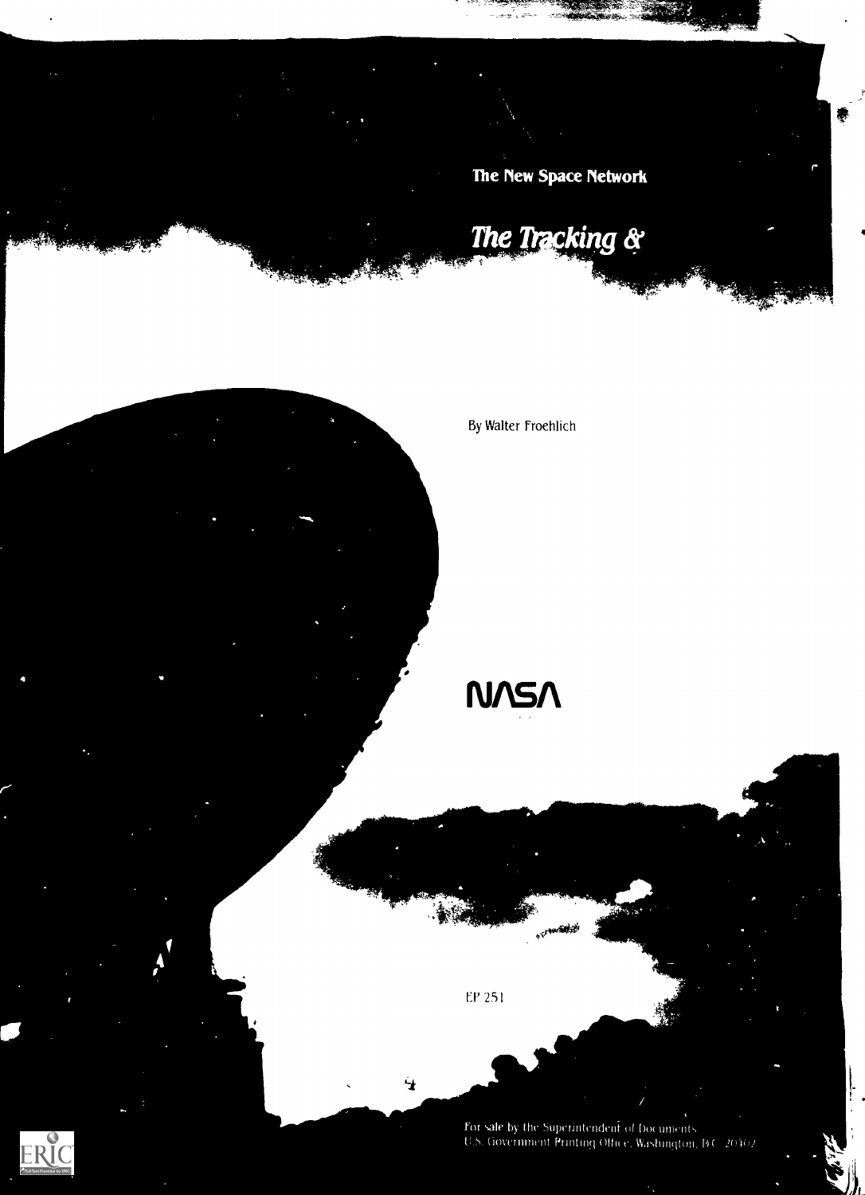The New Space Network

## *The Tracking &*

By Walter Froehlich

NASA

EP 251

For sale by the Superintendent of Documents
U.S. Government Printing Office, Washington, D.C. 20402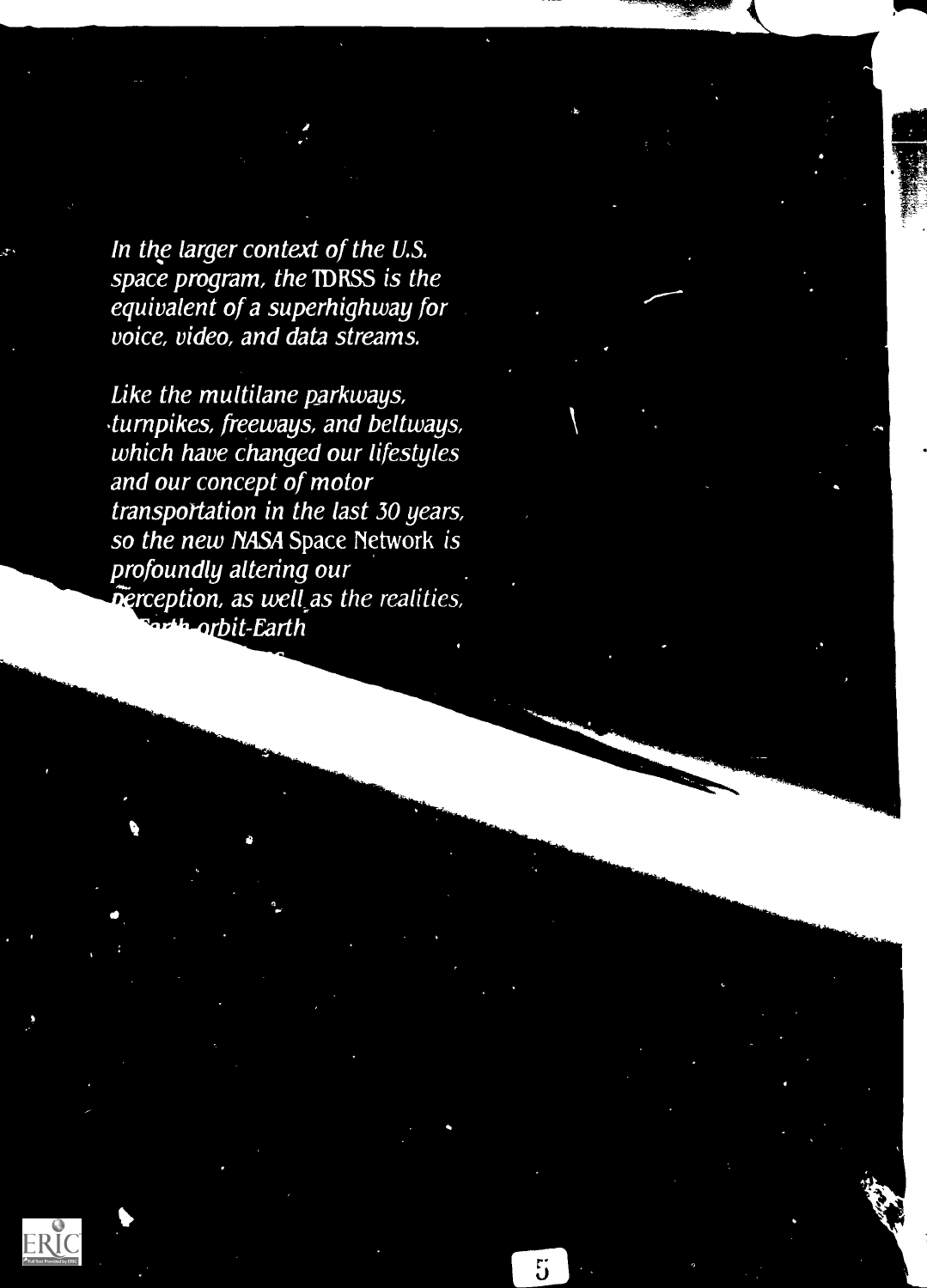*In the larger context of the U.S. space program, the TDRSS is the equivalent of a superhighway for voice, video, and data streams.*

*Like the multilane parkways, turnpikes, freeways, and beltways, which have changed our lifestyles and our concept of motor transportation in the last 30 years, so the new NASA* Space Network *is profoundly altering our perception, as well as the realities, ... Earth-orbit-Earth*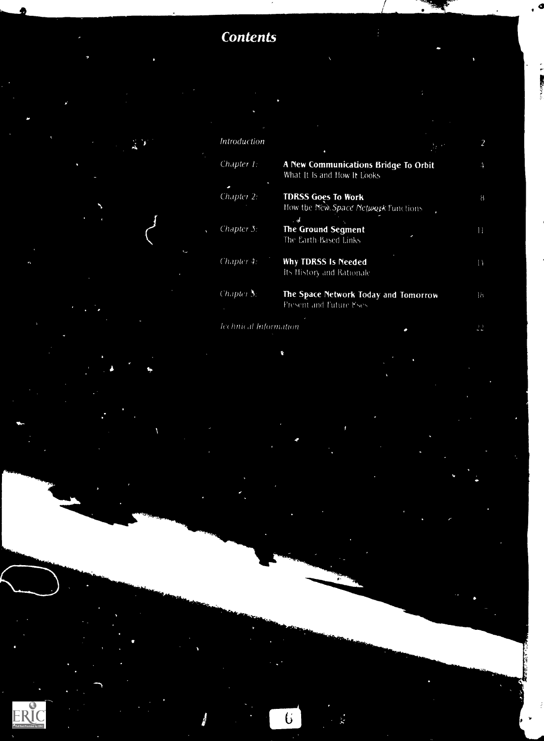# *Contents*

| | | |
|---|---|---|
| *Introduction* | | 2 |
| *Chapter 1:* | **A New Communications Bridge To Orbit** What It Is and How It Looks | 4 |
| *Chapter 2:* | **TDRSS Goes To Work** How the New *Space Network* Functions | 8 |
| *Chapter 3:* | **The Ground Segment** The Earth-Based Links | 11 |
| *Chapter 4:* | **Why TDRSS Is Needed** Its History and Rationale | 14 |
| *Chapter 5:* | **The Space Network Today and Tomorrow** Present and Future Uses | 18 |
| *Technical Information* | | 22 |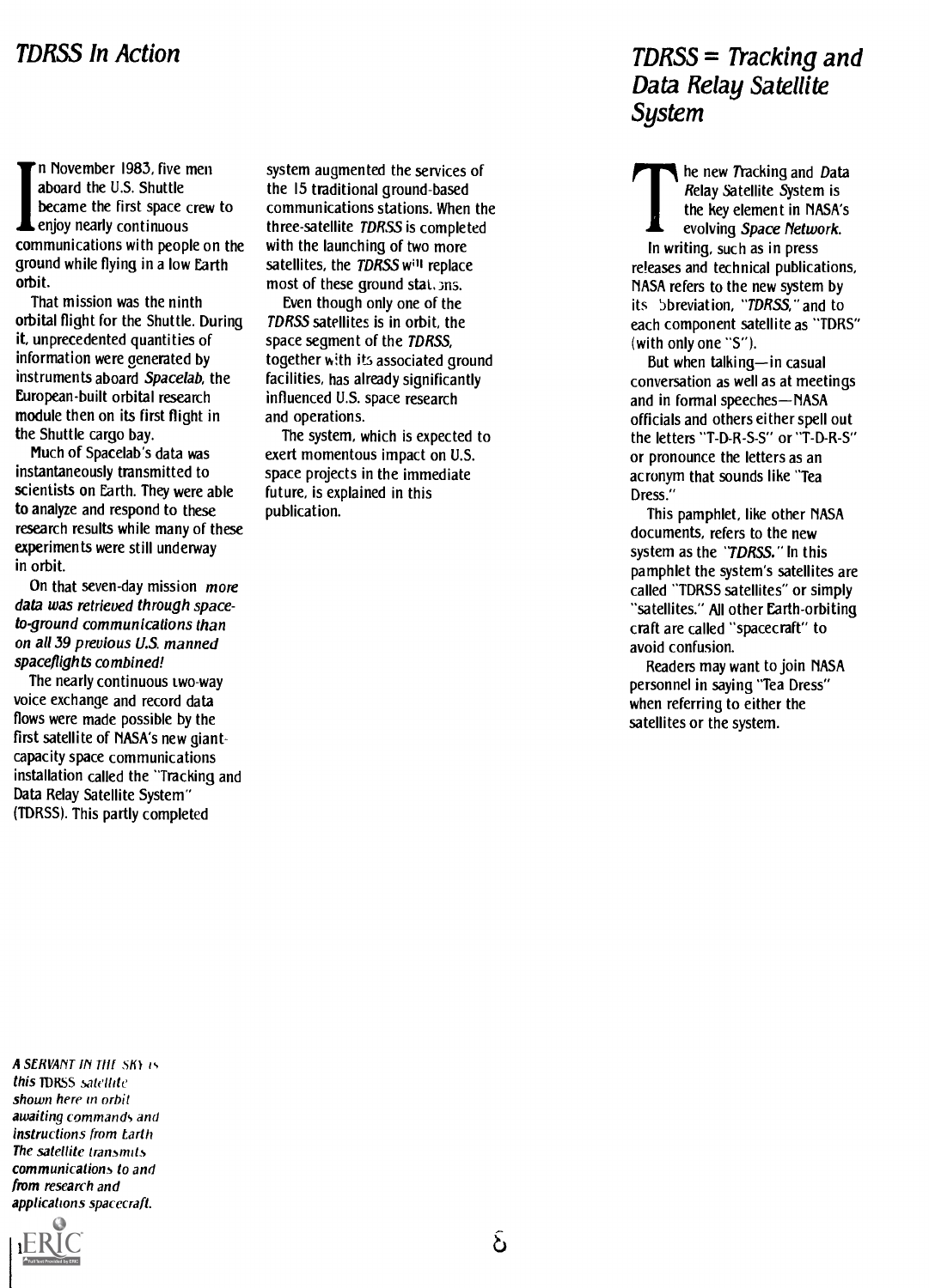## TDRSS In Action

In November 1983, five men aboard the U.S. Shuttle became the first space crew to enjoy nearly continuous communications with people on the ground while flying in a low Earth orbit.

That mission was the ninth orbital flight for the Shuttle. During it, unprecedented quantities of information were generated by instruments aboard *Spacelab*, the European-built orbital research module then on its first flight in the Shuttle cargo bay.

Much of Spacelab's data was instantaneously transmitted to scientists on Earth. They were able to analyze and respond to these research results while many of these experiments were still underway in orbit.

On that seven-day mission *more data was retrieved through space-to-ground communications than on all 39 previous U.S. manned spaceflights combined!*

The nearly continuous two-way voice exchange and record data flows were made possible by the first satellite of NASA's new giant-capacity space communications installation called the "Tracking and Data Relay Satellite System" (TDRSS). This partly completed system augmented the services of the 15 traditional ground-based communications stations. When the three-satellite *TDRSS* is completed with the launching of two more satellites, the *TDRSS* will replace most of these ground stations.

Even though only one of the *TDRSS* satellites is in orbit, the space segment of the *TDRSS*, together with its associated ground facilities, has already significantly influenced U.S. space research and operations.

The system, which is expected to exert momentous impact on U.S. space projects in the immediate future, is explained in this publication.

*A SERVANT IN THE SKY is this TDRSS satellite shown here in orbit awaiting commands and instructions from Earth. The satellite transmits communications to and from research and applications spacecraft.*

## TDRSS = Tracking and Data Relay Satellite System

The new *Tracking* and *Data Relay Satellite System* is the key element in NASA's evolving *Space Network*.

In writing, such as in press releases and technical publications, NASA refers to the new system by its abbreviation, "*TDRSS*," and to each component satellite as "TDRS" (with only one "S").

But when talking—in casual conversation as well as at meetings and in formal speeches—NASA officials and others either spell out the letters "T-D-R-S-S" or "T-D-R-S" or pronounce the letters as an acronym that sounds like "Tea Dress."

This pamphlet, like other NASA documents, refers to the new system as the "*TDRSS*." In this pamphlet the system's satellites are called "TDRSS satellites" or simply "satellites." All other Earth-orbiting craft are called "spacecraft" to avoid confusion.

Readers may want to join NASA personnel in saying "Tea Dress" when referring to either the satellites or the system.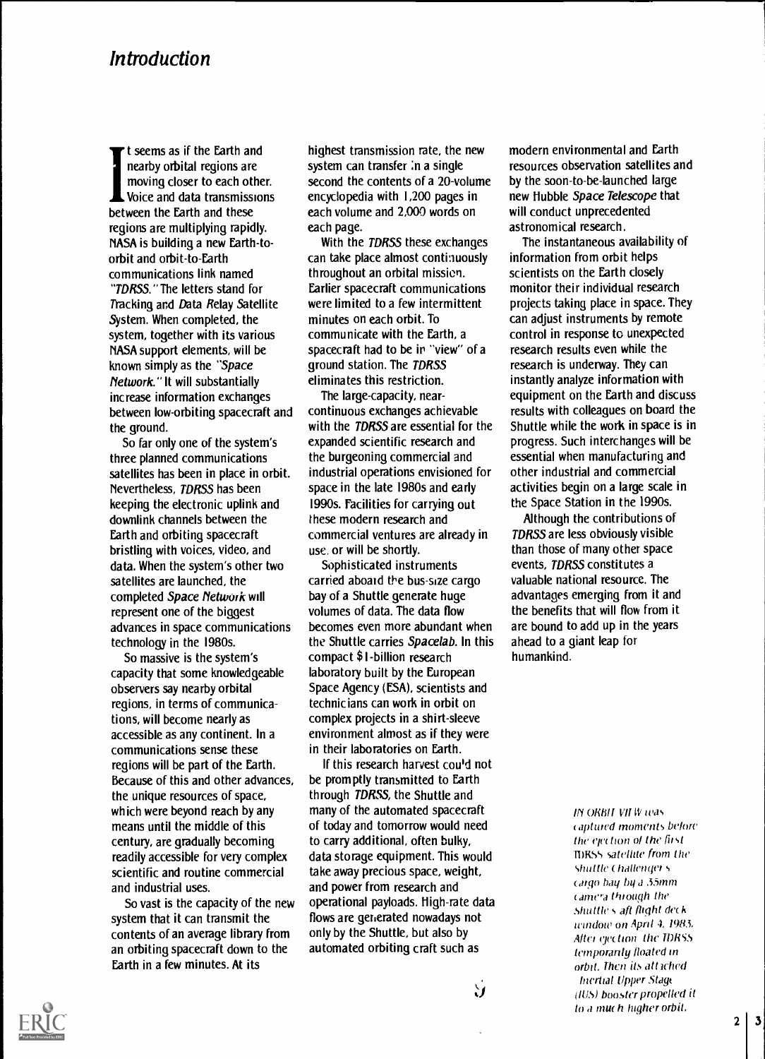# Introduction

It seems as if the Earth and nearby orbital regions are moving closer to each other. Voice and data transmissions between the Earth and these regions are multiplying rapidly. NASA is building a new Earth-to-orbit and orbit-to-Earth communications link named "*TDRSS.*" The letters stand for *T*racking and *D*ata *R*elay *S*atellite *S*ystem. When completed, the system, together with its various NASA support elements, will be known simply as the "*Space Network.*" It will substantially increase information exchanges between low-orbiting spacecraft and the ground.

So far only one of the system's three planned communications satellites has been in place in orbit. Nevertheless, *TDRSS* has been keeping the electronic uplink and downlink channels between the Earth and orbiting spacecraft bristling with voices, video, and data. When the system's other two satellites are launched, the completed *Space Network* will represent one of the biggest advances in space communications technology in the 1980s.

So massive is the system's capacity that some knowledgeable observers say nearby orbital regions, in terms of communications, will become nearly as accessible as any continent. In a communications sense these regions will be part of the Earth. Because of this and other advances, the unique resources of space, which were beyond reach by any means until the middle of this century, are gradually becoming readily accessible for very complex scientific and routine commercial and industrial uses.

So vast is the capacity of the new system that it can transmit the contents of an average library from an orbiting spacecraft down to the Earth in a few minutes. At its highest transmission rate, the new system can transfer in a single second the contents of a 20-volume encyclopedia with 1,200 pages in each volume and 2,000 words on each page.

With the *TDRSS* these exchanges can take place almost continuously throughout an orbital mission. Earlier spacecraft communications were limited to a few intermittent minutes on each orbit. To communicate with the Earth, a spacecraft had to be in "view" of a ground station. The *TDRSS* eliminates this restriction.

The large-capacity, near-continuous exchanges achievable with the *TDRSS* are essential for the expanded scientific research and the burgeoning commercial and industrial operations envisioned for space in the late 1980s and early 1990s. Facilities for carrying out these modern research and commercial ventures are already in use, or will be shortly.

Sophisticated instruments carried aboard the bus-size cargo bay of a Shuttle generate huge volumes of data. The data flow becomes even more abundant when the Shuttle carries *Spacelab.* In this compact $1-billion research laboratory built by the European Space Agency (ESA), scientists and technicians can work in orbit on complex projects in a shirt-sleeve environment almost as if they were in their laboratories on Earth.

If this research harvest could not be promptly transmitted to Earth through *TDRSS,* the Shuttle and many of the automated spacecraft of today and tomorrow would need to carry additional, often bulky, data storage equipment. This would take away precious space, weight, and power from research and operational payloads. High-rate data flows are generated nowadays not only by the Shuttle, but also by automated orbiting craft such as modern environmental and Earth resources observation satellites and by the soon-to-be-launched large new Hubble *Space Telescope* that will conduct unprecedented astronomical research.

The instantaneous availability of information from orbit helps scientists on the Earth closely monitor their individual research projects taking place in space. They can adjust instruments by remote control in response to unexpected research results even while the research is underway. They can instantly analyze information with equipment on the Earth and discuss results with colleagues on board the Shuttle while the work in space is in progress. Such interchanges will be essential when manufacturing and other industrial and commercial activities begin on a large scale in the Space Station in the 1990s.

Although the contributions of *TDRSS* are less obviously visible than those of many other space events, *TDRSS* constitutes a valuable national resource. The advantages emerging from it and the benefits that will flow from it are bound to add up in the years ahead to a giant leap for humankind.

*IN ORBIT VIEW was captured moments before the ejection of the first TDRSS satellite from the Shuttle Challenger's cargo bay by a 35mm camera through the Shuttle's aft flight deck window on April 4, 1983. After ejection the TDRSS temporarily floated in orbit. Then its attached Inertial Upper Stage (IUS) booster propelled it to a much higher orbit.*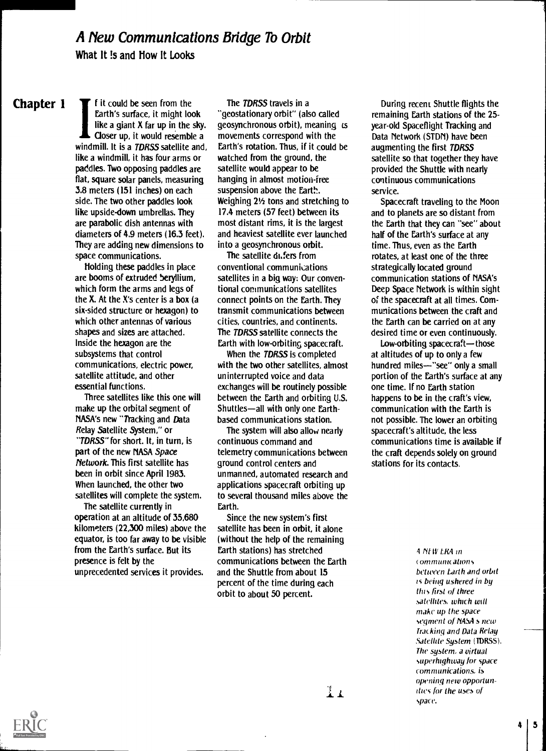# A New Communications Bridge To Orbit

**What It Is and How It Looks**

## Chapter 1

If it could be seen from the Earth's surface, it might look like a giant X far up in the sky. Closer up, it would resemble a windmill. It is a *TDRSS* satellite and, like a windmill, it has four arms or paddles. Two opposing paddles are flat, square solar panels, measuring 3.8 meters (151 inches) on each side. The two other paddles look like upside-down umbrellas. They are parabolic dish antennas with diameters of 4.9 meters (16.3 feet). They are adding new dimensions to space communications.

Holding these paddles in place are booms of extruded beryllium, which form the arms and legs of the X. At the X's center is a box (a six-sided structure or hexagon) to which other antennas of various shapes and sizes are attached. Inside the hexagon are the subsystems that control communications, electric power, satellite attitude, and other essential functions.

Three satellites like this one will make up the orbital segment of NASA's new "Tracking and Data Relay Satellite System," or "*TDRSS*" for short. It, in turn, is part of the new NASA *Space Network*. This first satellite has been in orbit since April 1983. When launched, the other two satellites will complete the system.

The satellite currently in operation at an altitude of 35,680 kilometers (22,300 miles) above the equator, is too far away to be visible from the Earth's surface. But its presence is felt by the unprecedented services it provides.

The *TDRSS* travels in a "geostationary orbit" (also called geosynchronous orbit), meaning its movements correspond with the Earth's rotation. Thus, if it could be watched from the ground, the satellite would appear to be hanging in almost motion-free suspension above the Earth. Weighing 2½ tons and stretching to 17.4 meters (57 feet) between its most distant rims, it is the largest and heaviest satellite ever launched into a geosynchronous orbit.

The satellite differs from conventional communications satellites in a big way: Our conventional communications satellites connect points on the Earth. They transmit communications between cities, countries, and continents. The *TDRSS* satellite connects the Earth with low-orbiting spacecraft.

When the *TDRSS* is completed with the two other satellites, almost uninterrupted voice and data exchanges will be routinely possible between the Earth and orbiting U.S. Shuttles—all with only one Earth-based communications station.

The system will also allow nearly continuous command and telemetry communications between ground control centers and unmanned, automated research and applications spacecraft orbiting up to several thousand miles above the Earth.

Since the new system's first satellite has been in orbit, it alone (without the help of the remaining Earth stations) has stretched communications between the Earth and the Shuttle from about 15 percent of the time during each orbit to about 50 percent.

During recent Shuttle flights the remaining Earth stations of the 25-year-old Spaceflight Tracking and Data Network (STDN) have been augmenting the first *TDRSS* satellite so that together they have provided the Shuttle with nearly continuous communications service.

Spacecraft traveling to the Moon and to planets are so distant from the Earth that they can "see" about half of the Earth's surface at any time. Thus, even as the Earth rotates, at least one of the three strategically located ground communication stations of NASA's Deep Space Network is within sight of the spacecraft at all times. Communications between the craft and the Earth can be carried on at any desired time or even continuously.

Low-orbiting spacecraft—those at altitudes of up to only a few hundred miles—"see" only a small portion of the Earth's surface at any one time. If no Earth station happens to be in the craft's view, communication with the Earth is not possible. The lower an orbiting spacecraft's altitude, the less communications time is available if the craft depends solely on ground stations for its contacts.

*A NEW ERA in communications between Earth and orbit is being ushered in by this first of three satellites, which will make up the space segment of NASA's new Tracking and Data Relay Satellite System (TDRSS). The system, a virtual superhighway for space communications, is opening new opportunities for the uses of space.*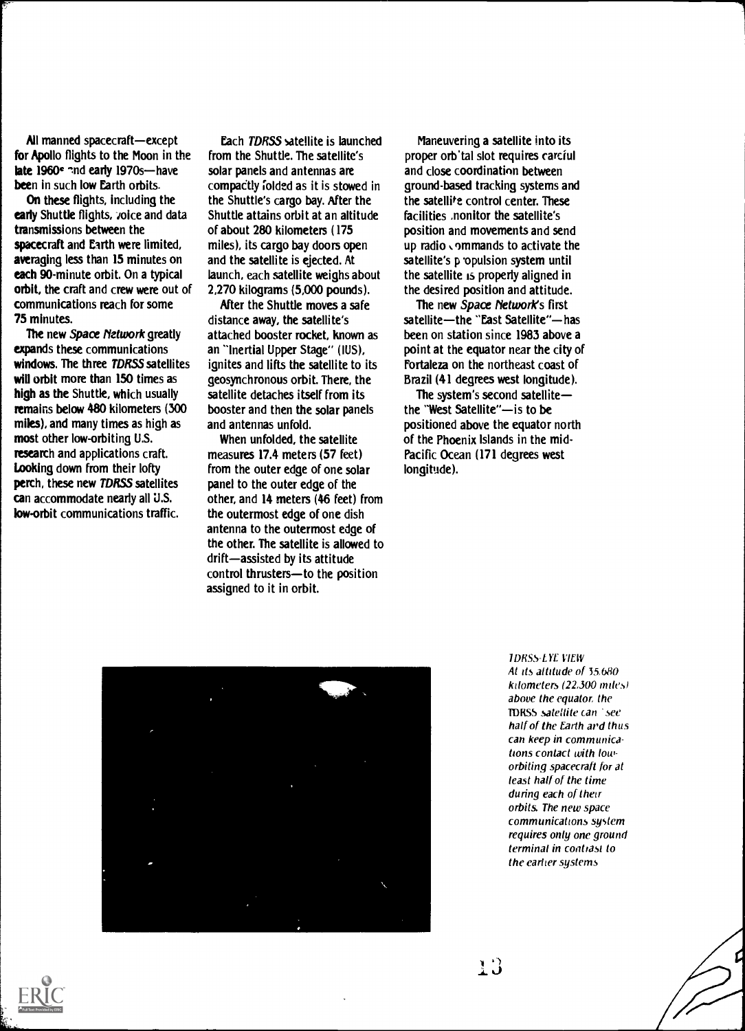All manned spacecraft—except for Apollo flights to the Moon in the late 1960s and early 1970s—have been in such low Earth orbits.

On these flights, including the early Shuttle flights, voice and data transmissions between the spacecraft and Earth were limited, averaging less than 15 minutes on each 90-minute orbit. On a typical orbit, the craft and crew were out of communications reach for some 75 minutes.

The new *Space Network* greatly expands these communications windows. The three *TDRSS* satellites will orbit more than 150 times as high as the Shuttle, which usually remains below 480 kilometers (300 miles), and many times as high as most other low-orbiting U.S. research and applications craft. Looking down from their lofty perch, these new *TDRSS* satellites can accommodate nearly all U.S. low-orbit communications traffic.

Each *TDRSS* satellite is launched from the Shuttle. The satellite's solar panels and antennas are compactly folded as it is stowed in the Shuttle's cargo bay. After the Shuttle attains orbit at an altitude of about 280 kilometers (175 miles), its cargo bay doors open and the satellite is ejected. At launch, each satellite weighs about 2,270 kilograms (5,000 pounds).

After the Shuttle moves a safe distance away, the satellite's attached booster rocket, known as an "Inertial Upper Stage" (IUS), ignites and lifts the satellite to its geosynchronous orbit. There, the satellite detaches itself from its booster and then the solar panels and antennas unfold.

When unfolded, the satellite measures 17.4 meters (57 feet) from the outer edge of one solar panel to the outer edge of the other, and 14 meters (46 feet) from the outermost edge of one dish antenna to the outermost edge of the other. The satellite is allowed to drift—assisted by its attitude control thrusters—to the position assigned to it in orbit.

Maneuvering a satellite into its proper orbital slot requires careful and close coordination between ground-based tracking systems and the satellite control center. These facilities monitor the satellite's position and movements and send up radio commands to activate the satellite's propulsion system until the satellite is properly aligned in the desired position and attitude.

The new *Space Network*'s first satellite—the "East Satellite"—has been on station since 1983 above a point at the equator near the city of Fortaleza on the northeast coast of Brazil (41 degrees west longitude).

The system's second satellite—the "West Satellite"—is to be positioned above the equator north of the Phoenix Islands in the mid-Pacific Ocean (171 degrees west longitude).

*TDRSS-EYE VIEW*
*At its altitude of 35,680 kilometers (22,300 miles) above the equator, the TDRSS satellite can "see" half of the Earth and thus can keep in communications contact with low-orbiting spacecraft for at least half of the time during each of their orbits. The new space communications system requires only one ground terminal in contrast to the earlier systems.*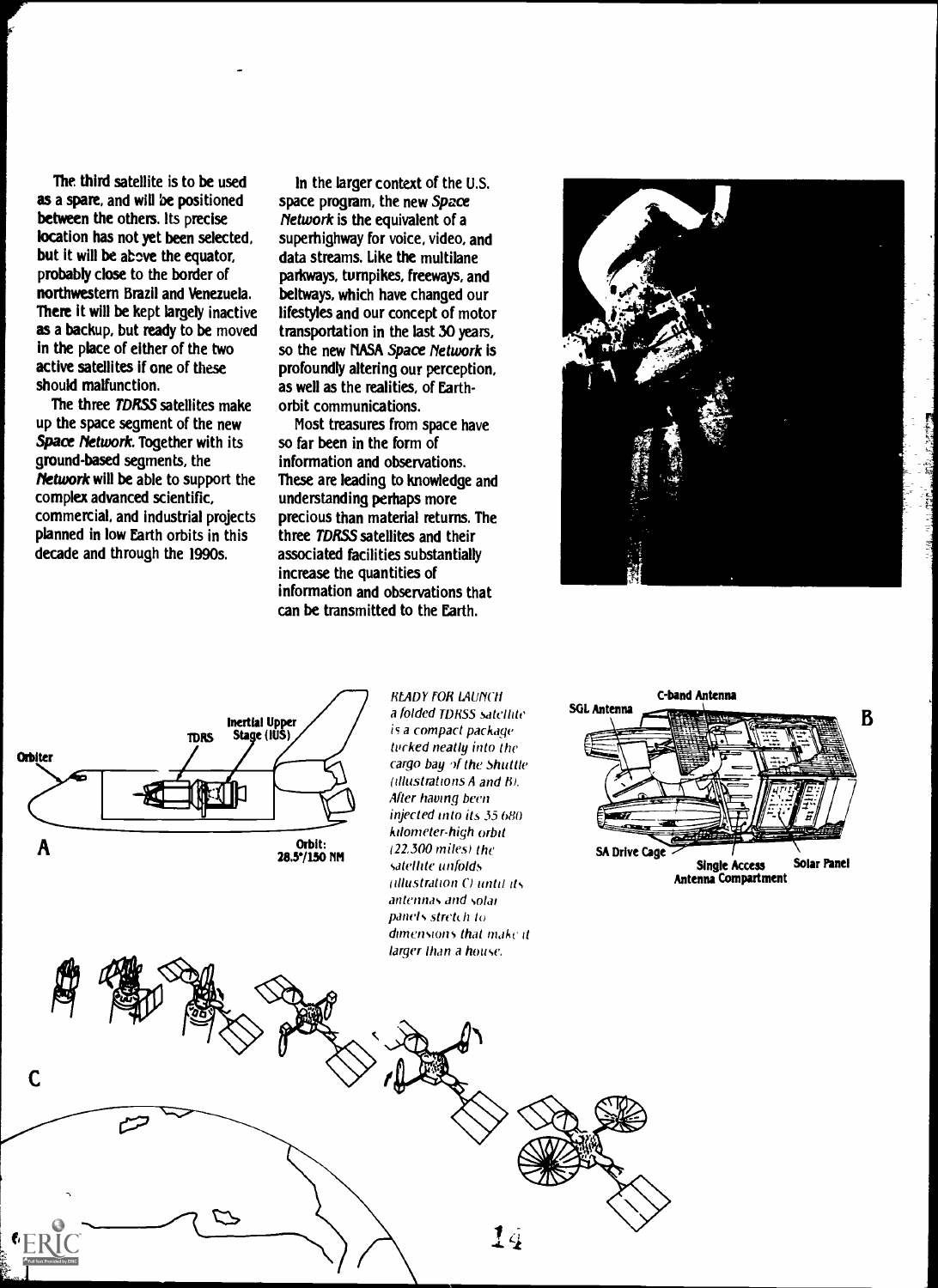The third satellite is to be used as a spare, and will be positioned between the others. Its precise location has not yet been selected, but it will be above the equator, probably close to the border of northwestern Brazil and Venezuela. There it will be kept largely inactive as a backup, but ready to be moved in the place of either of the two active satellites if one of these should malfunction.

The three *TDRSS* satellites make up the space segment of the new *Space Network*. Together with its ground-based segments, the *Network* will be able to support the complex advanced scientific, commercial, and industrial projects planned in low Earth orbits in this decade and through the 1990s.

In the larger context of the U.S. space program, the new *Space Network* is the equivalent of a superhighway for voice, video, and data streams. Like the multilane parkways, turnpikes, freeways, and beltways, which have changed our lifestyles and our concept of motor transportation in the last 30 years, so the new NASA *Space Network* is profoundly altering our perception, as well as the realities, of Earth-orbit communications.

Most treasures from space have so far been in the form of information and observations. These are leading to knowledge and understanding perhaps more precious than material returns. The three *TDRSS* satellites and their associated facilities substantially increase the quantities of information and observations that can be transmitted to the Earth.

A — Orbiter; TDRS; Inertial Upper Stage (IUS); Orbit: 28.5°/150 NM

*READY FOR LAUNCH a folded TDRSS satellite is a compact package tucked neatly into the cargo bay of the Shuttle (illustrations A and B). After having been injected into its 35 680 kilometer-high orbit (22,300 miles) the satellite unfolds (illustration C) until its antennas and solar panels stretch to dimensions that make it larger than a house.*

B — SGL Antenna; C-band Antenna; SA Drive Cage; Single Access Antenna Compartment; Solar Panel

C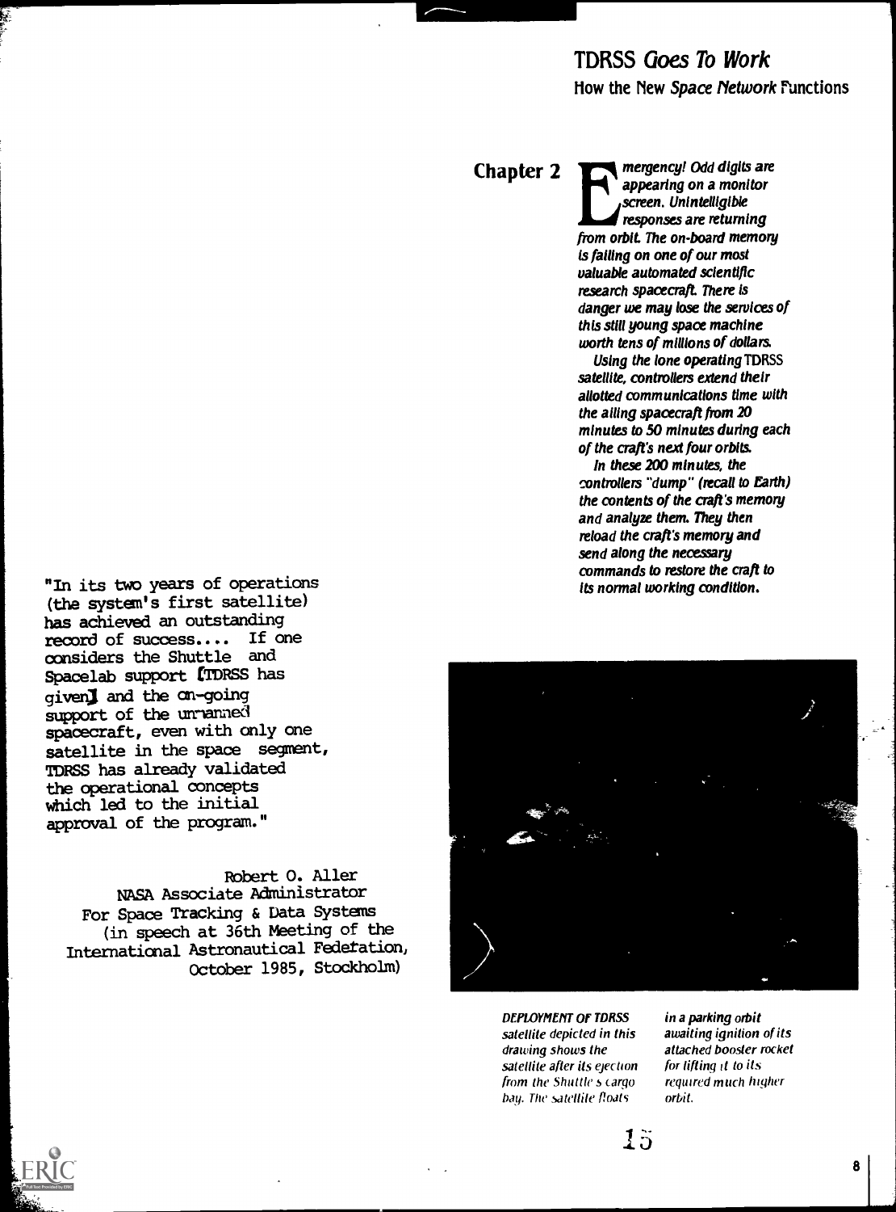# TDRSS *Goes To Work*

## How the New *Space Network* Functions

## Chapter 2

*Emergency! Odd digits are appearing on a monitor screen. Unintelligible responses are returning from orbit. The on-board memory is failing on one of our most valuable automated scientific research spacecraft. There is danger we may lose the services of this still young space machine worth tens of millions of dollars.*

*Using the lone operating TDRSS satellite, controllers extend their allotted communications time with the ailing spacecraft from 20 minutes to 50 minutes during each of the craft's next four orbits.*

*In these 200 minutes, the controllers "dump" (recall to Earth) the contents of the craft's memory and analyze them. They then reload the craft's memory and send along the necessary commands to restore the craft to its normal working condition.*

"In its two years of operations (the system's first satellite) has achieved an outstanding record of success.... If one considers the Shuttle and Spacelab support [TDRSS has given] and the on-going support of the unmanned spacecraft, even with only one satellite in the space segment, TDRSS has already validated the operational concepts which led to the initial approval of the program."

Robert O. Aller
NASA Associate Administrator
For Space Tracking & Data Systems
(in speech at 36th Meeting of the International Astronautical Federation, October 1985, Stockholm)

*DEPLOYMENT OF TDRSS satellite depicted in this drawing shows the satellite after its ejection from the Shuttle's cargo bay. The satellite floats in a parking orbit awaiting ignition of its attached booster rocket for lifting it to its required much higher orbit.*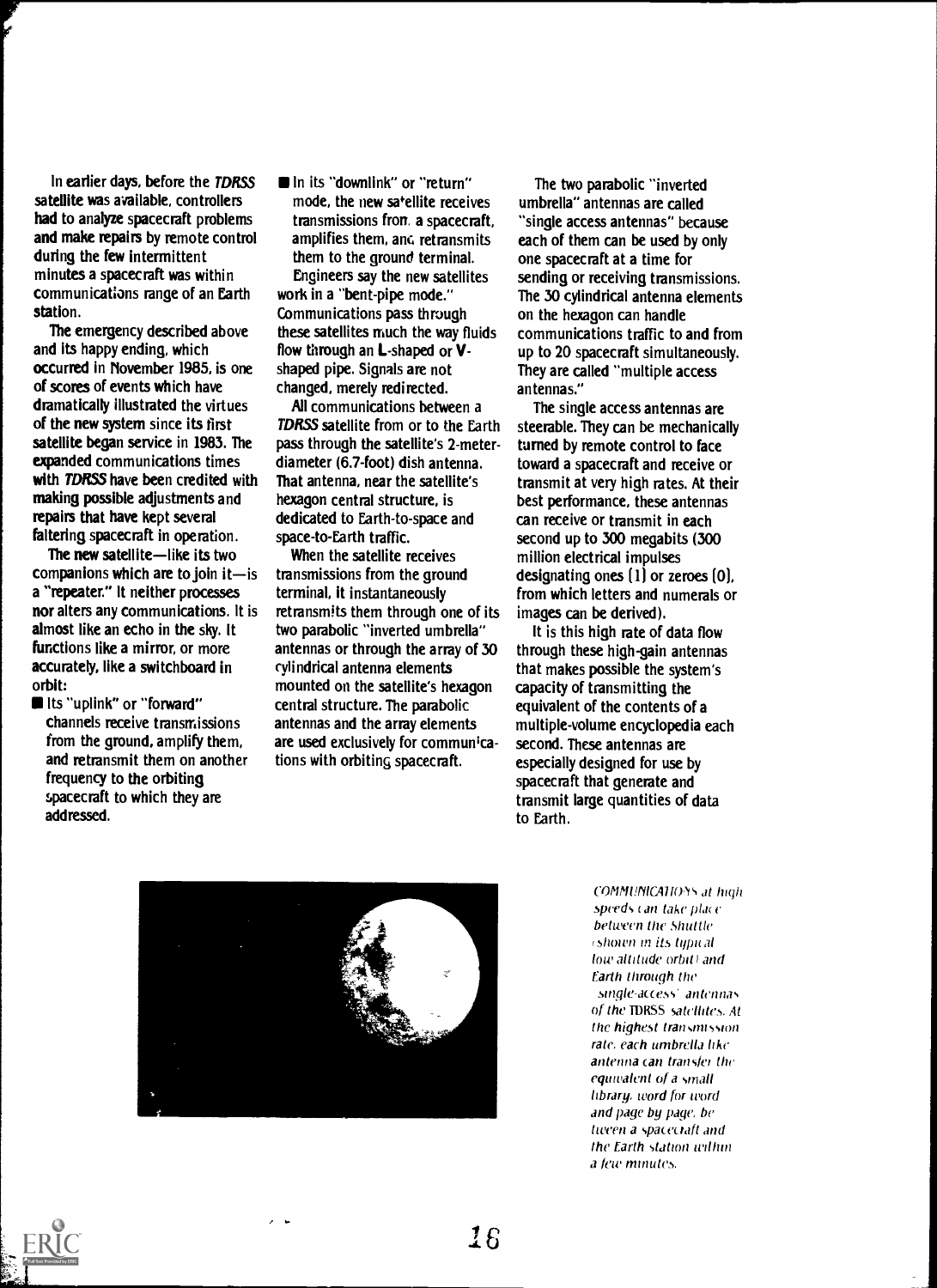In earlier days, before the *TDRSS* satellite was available, controllers had to analyze spacecraft problems and make repairs by remote control during the few intermittent minutes a spacecraft was within communications range of an Earth station.

The emergency described above and its happy ending, which occurred in November 1985, is one of scores of events which have dramatically illustrated the virtues of the new system since its first satellite began service in 1983. The expanded communications times with *TDRSS* have been credited with making possible adjustments and repairs that have kept several faltering spacecraft in operation.

The new satellite—like its two companions which are to join it—is a "repeater." It neither processes nor alters any communications. It is almost like an echo in the sky. It functions like a mirror, or more accurately, like a switchboard in orbit:

- Its "uplink" or "forward" channels receive transmissions from the ground, amplify them, and retransmit them on another frequency to the orbiting spacecraft to which they are addressed.
- In its "downlink" or "return" mode, the new satellite receives transmissions from a spacecraft, amplifies them, and retransmits them to the ground terminal.

Engineers say the new satellites work in a "bent-pipe mode." Communications pass through these satellites much the way fluids flow through an L-shaped or V-shaped pipe. Signals are not changed, merely redirected.

All communications between a *TDRSS* satellite from or to the Earth pass through the satellite's 2-meter-diameter (6.7-foot) dish antenna. That antenna, near the satellite's hexagon central structure, is dedicated to Earth-to-space and space-to-Earth traffic.

When the satellite receives transmissions from the ground terminal, it instantaneously retransmits them through one of its two parabolic "inverted umbrella" antennas or through the array of 30 cylindrical antenna elements mounted on the satellite's hexagon central structure. The parabolic antennas and the array elements are used exclusively for communications with orbiting spacecraft.

The two parabolic "inverted umbrella" antennas are called "single access antennas" because each of them can be used by only one spacecraft at a time for sending or receiving transmissions. The 30 cylindrical antenna elements on the hexagon can handle communications traffic to and from up to 20 spacecraft simultaneously. They are called "multiple access antennas."

The single access antennas are steerable. They can be mechanically turned by remote control to face toward a spacecraft and receive or transmit at very high rates. At their best performance, these antennas can receive or transmit in each second up to 300 megabits (300 million electrical impulses designating ones (1) or zeroes (0), from which letters and numerals or images can be derived).

It is this high rate of data flow through these high-gain antennas that makes possible the system's capacity of transmitting the equivalent of the contents of a multiple-volume encyclopedia each second. These antennas are especially designed for use by spacecraft that generate and transmit large quantities of data to Earth.

*COMMUNICATIONS at high speeds can take place between the Shuttle (shown in its typical low altitude orbit) and Earth through the single-access antennas of the TDRSS satellites. At the highest transmission rate, each umbrella like antenna can transfer the equivalent of a small library, word for word and page by page, between a spacecraft and the Earth station within a few minutes.*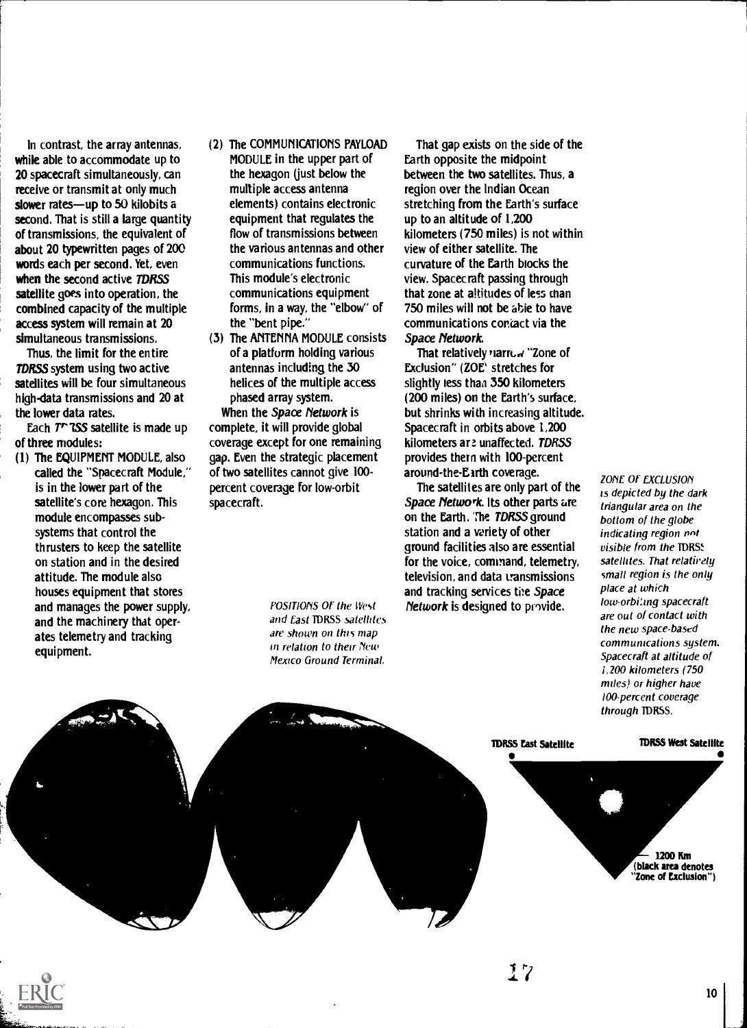In contrast, the array antennas, while able to accommodate up to 20 spacecraft simultaneously, can receive or transmit at only much slower rates—up to 50 kilobits a second. That is still a large quantity of transmissions, the equivalent of about 20 typewritten pages of 200 words each per second. Yet, even when the second active *TDRSS* satellite goes into operation, the combined capacity of the multiple access system will remain at 20 simultaneous transmissions.

Thus, the limit for the entire *TDRSS* system using two active satellites will be four simultaneous high-data transmissions and 20 at the lower data rates.

Each *TDRSS* satellite is made up of three modules:

(1) The EQUIPMENT MODULE, also called the "Spacecraft Module," is in the lower part of the satellite's core hexagon. This module encompasses subsystems that control the thrusters to keep the satellite on station and in the desired attitude. The module also houses equipment that stores and manages the power supply, and the machinery that operates telemetry and tracking equipment.

(2) The COMMUNICATIONS PAYLOAD MODULE in the upper part of the hexagon (just below the multiple access antenna elements) contains electronic equipment that regulates the flow of transmissions between the various antennas and other communications functions. This module's electronic communications equipment forms, in a way, the "elbow" of the "bent pipe."

(3) The ANTENNA MODULE consists of a platform holding various antennas including the 30 helices of the multiple access phased array system.

When the *Space Network* is complete, it will provide global coverage except for one remaining gap. Even the strategic placement of two satellites cannot give 100-percent coverage for low-orbit spacecraft.

That gap exists on the side of the Earth opposite the midpoint between the two satellites. Thus, a region over the Indian Ocean stretching from the Earth's surface up to an altitude of 1,200 kilometers (750 miles) is not within view of either satellite. The curvature of the Earth blocks the view. Spacecraft passing through that zone at altitudes of less than 750 miles will not be able to have communications contact via the *Space Network*.

That relatively narrow "Zone of Exclusion" (ZOE) stretches for slightly less than 350 kilometers (200 miles) on the Earth's surface, but shrinks with increasing altitude. Spacecraft in orbits above 1,200 kilometers are unaffected. *TDRSS* provides them with 100-percent around-the-Earth coverage.

The satellites are only part of the *Space Network*. Its other parts are on the Earth. The *TDRSS* ground station and a variety of other ground facilities also are essential for the voice, command, telemetry, television, and data transmissions and tracking services the *Space Network* is designed to provide.

*POSITIONS OF the West and East TDRSS satellites are shown on this map in relation to their New Mexico Ground Terminal.*

*ZONE OF EXCLUSION is depicted by the dark triangular area on the bottom of the globe indicating region not visible from the TDRSS satellites. That relatively small region is the only place at which low-orbiting spacecraft are out of contact with the new space-based communications system. Spacecraft at altitude of 1,200 kilometers (750 miles) or higher have 100-percent coverage through TDRSS.*

**TDRSS East Satellite** **TDRSS West Satellite**

**1200 Km (black area denotes "Zone of Exclusion")**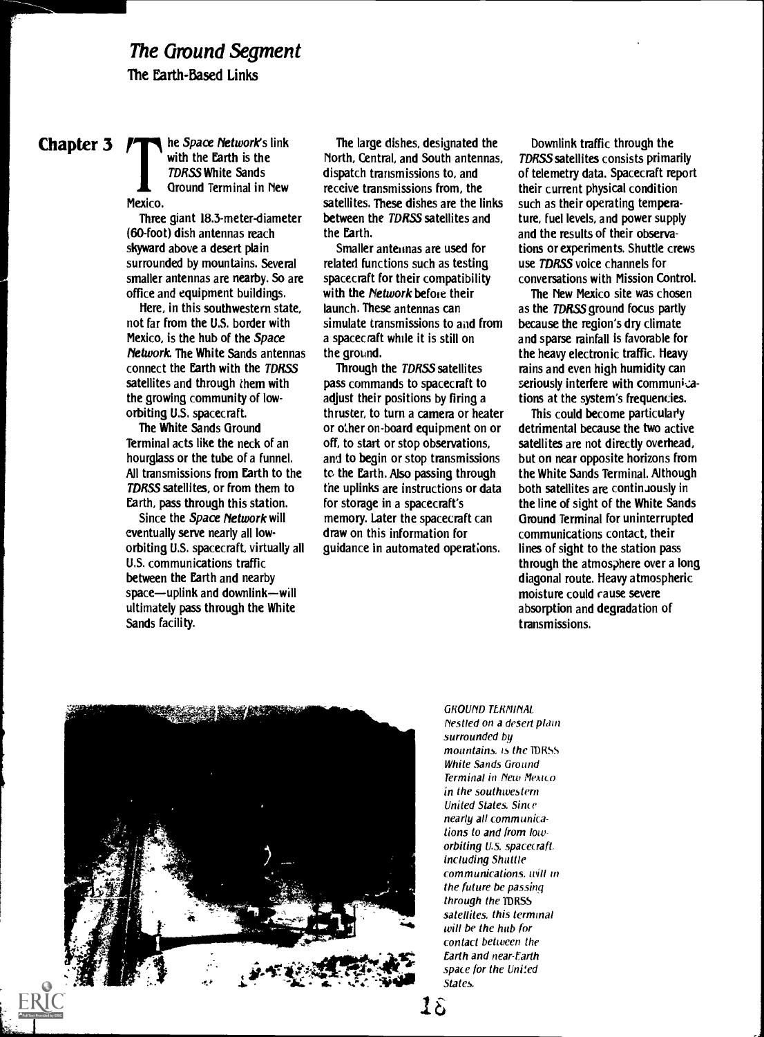# The Ground Segment

## The Earth-Based Links

### Chapter 3

The *Space Network*'s link with the Earth is the *TDRSS* White Sands Ground Terminal in New Mexico.

Three giant 18.3-meter-diameter (60-foot) dish antennas reach skyward above a desert plain surrounded by mountains. Several smaller antennas are nearby. So are office and equipment buildings.

Here, in this southwestern state, not far from the U.S. border with Mexico, is the hub of the *Space Network*. The White Sands antennas connect the Earth with the *TDRSS* satellites and through them with the growing community of low-orbiting U.S. spacecraft.

The White Sands Ground Terminal acts like the neck of an hourglass or the tube of a funnel. All transmissions from Earth to the *TDRSS* satellites, or from them to Earth, pass through this station.

Since the *Space Network* will eventually serve nearly all low-orbiting U.S. spacecraft, virtually all U.S. communications traffic between the Earth and nearby space—uplink and downlink—will ultimately pass through the White Sands facility.

The large dishes, designated the North, Central, and South antennas, dispatch transmissions to, and receive transmissions from, the satellites. These dishes are the links between the *TDRSS* satellites and the Earth.

Smaller antennas are used for related functions such as testing spacecraft for their compatibility with the *Network* before their launch. These antennas can simulate transmissions to and from a spacecraft while it is still on the ground.

Through the *TDRSS* satellites pass commands to spacecraft to adjust their positions by firing a thruster, to turn a camera or heater or other on-board equipment on or off, to start or stop observations, and to begin or stop transmissions to the Earth. Also passing through the uplinks are instructions or data for storage in a spacecraft's memory. Later the spacecraft can draw on this information for guidance in automated operations.

Downlink traffic through the *TDRSS* satellites consists primarily of telemetry data. Spacecraft report their current physical condition such as their operating temperature, fuel levels, and power supply and the results of their observations or experiments. Shuttle crews use *TDRSS* voice channels for conversations with Mission Control.

The New Mexico site was chosen as the *TDRSS* ground focus partly because the region's dry climate and sparse rainfall is favorable for the heavy electronic traffic. Heavy rains and even high humidity can seriously interfere with communications at the system's frequencies.

This could become particularly detrimental because the two active satellites are not directly overhead, but on near opposite horizons from the White Sands Terminal. Although both satellites are continuously in the line of sight of the White Sands Ground Terminal for uninterrupted communications contact, their lines of sight to the station pass through the atmosphere over a long diagonal route. Heavy atmospheric moisture could cause severe absorption and degradation of transmissions.

*GROUND TERMINAL Nestled on a desert plain surrounded by mountains, is the TDRSS White Sands Ground Terminal in New Mexico in the southwestern United States. Since nearly all communications to and from low-orbiting U.S. spacecraft, including Shuttle communications, will in the future be passing through the TDRSS satellites, this terminal will be the hub for contact between the Earth and near-Earth space for the United States.*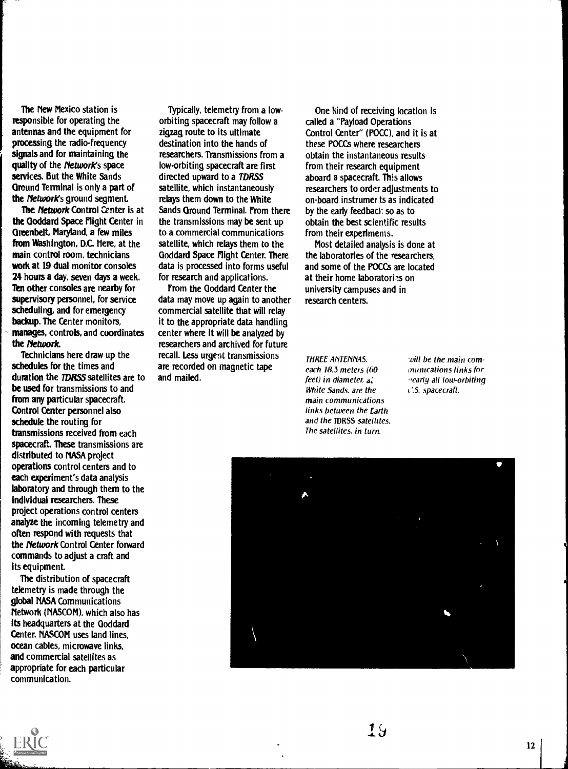The New Mexico station is responsible for operating the antennas and the equipment for processing the radio-frequency signals and for maintaining the quality of the *Network*'s space services. But the White Sands Ground Terminal is only a part of the *Network*'s ground segment.

The *Network* Control Center is at the Goddard Space Flight Center in Greenbelt, Maryland, a few miles from Washington, D.C. Here, at the main control room, technicians work at 19 dual monitor consoles 24 hours a day, seven days a week. Ten other consoles are nearby for supervisory personnel, for service scheduling, and for emergency backup. The Center monitors, manages, controls, and coordinates the *Network*.

Technicians here draw up the schedules for the times and duration the *TDRSS* satellites are to be used for transmissions to and from any particular spacecraft. Control Center personnel also schedule the routing for transmissions received from each spacecraft. These transmissions are distributed to NASA project operations control centers and to each experiment's data analysis laboratory and through them to the individual researchers. These project operations control centers analyze the incoming telemetry and often respond with requests that the *Network* Control Center forward commands to adjust a craft and its equipment.

The distribution of spacecraft telemetry is made through the global NASA Communications Network (NASCOM), which also has its headquarters at the Goddard Center. NASCOM uses land lines, ocean cables, microwave links, and commercial satellites as appropriate for each particular communication.

Typically, telemetry from a low-orbiting spacecraft may follow a zigzag route to its ultimate destination into the hands of researchers. Transmissions from a low-orbiting spacecraft are first directed upward to a *TDRSS* satellite, which instantaneously relays them down to the White Sands Ground Terminal. From there the transmissions may be sent up to a commercial communications satellite, which relays them to the Goddard Space Flight Center. There data is processed into forms useful for research and applications.

From the Goddard Center the data may move up again to another commercial satellite that will relay it to the appropriate data handling center where it will be analyzed by researchers and archived for future recall. Less urgent transmissions are recorded on magnetic tape and mailed.

One kind of receiving location is called a "Payload Operations Control Center" (POCC), and it is at these POCCs where researchers obtain the instantaneous results from their research equipment aboard a spacecraft. This allows researchers to order adjustments to on-board instruments as indicated by the early feedback so as to obtain the best scientific results from their experiments.

Most detailed analysis is done at the laboratories of the researchers, and some of the POCCs are located at their home laboratories on university campuses and in research centers.

*THREE ANTENNAS, each 18.3 meters (60 feet) in diameter, at White Sands, are the main communications links between the Earth and the TDRSS satellites. The satellites, in turn, will be the main communications links for nearly all low-orbiting U.S. spacecraft.*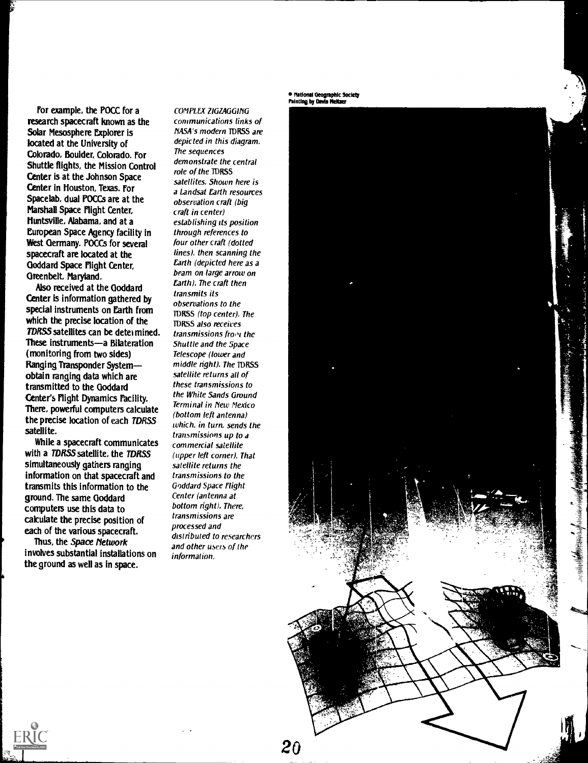For example, the POCC for a research spacecraft known as the Solar Mesosphere Explorer is located at the University of Colorado, Boulder, Colorado. For Shuttle flights, the Mission Control Center is at the Johnson Space Center in Houston, Texas. For Spacelab, dual POCCs are at the Marshall Space Flight Center, Huntsville, Alabama, and at a European Space Agency facility in West Germany. POCCs for several spacecraft are located at the Goddard Space Flight Center, Greenbelt, Maryland.

Also received at the Goddard Center is information gathered by special instruments on Earth from which the precise location of the *TDRSS* satellites can be determined. These instruments—a Bilateration (monitoring from two sides) Ranging Transponder System—obtain ranging data which are transmitted to the Goddard Center's Flight Dynamics Facility. There, powerful computers calculate the precise location of each *TDRSS* satellite.

While a spacecraft communicates with a *TDRSS* satellite, the *TDRSS* simultaneously gathers ranging information on that spacecraft and transmits this information to the ground. The same Goddard computers use this data to calculate the precise position of each of the various spacecraft.

Thus, the *Space Network* involves substantial installations on the ground as well as in space.

*COMPLEX ZIGZAGGING communications links of NASA's modern TDRSS are depicted in this diagram. The sequences demonstrate the central role of the TDRSS satellites. Shown here is a Landsat Earth resources observation craft (big craft in center) establishing its position through references to four other craft (dotted lines), then scanning the Earth (depicted here as a beam on large arrow on Earth). The craft then transmits its observations to the TDRSS (top center). The TDRSS also receives transmissions from the Shuttle and the Space Telescope (lower and middle right). The TDRSS satellite returns all of these transmissions to the White Sands Ground Terminal in New Mexico (bottom left antenna) which, in turn, sends the transmissions up to a commercial satellite (upper left corner). That satellite returns the transmissions to the Goddard Space Flight Center (antenna at bottom right). There, transmissions are processed and distributed to researchers and other users of the information.*

© National Geographic Society
Painting by Davis Meltzer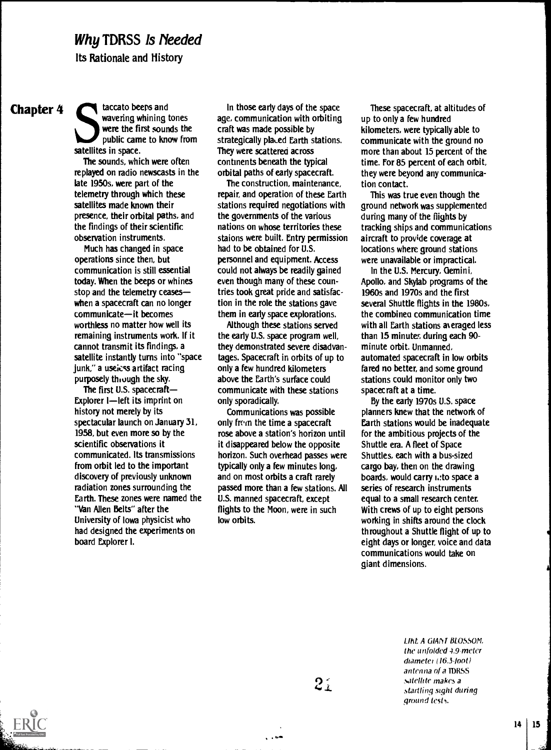# *Why* TDRSS *Is Needed*

## Its Rationale and History

**Chapter 4**

Staccato beeps and wavering whining tones were the first sounds the public came to know from satellites in space.

The sounds, which were often replayed on radio newscasts in the late 1950s, were part of the telemetry through which these satellites made known their presence, their orbital paths, and the findings of their scientific observation instruments.

Much has changed in space operations since then, but communication is still essential today. When the beeps or whines stop and the telemetry ceases—when a spacecraft can no longer communicate—it becomes worthless no matter how well its remaining instruments work. If it cannot transmit its findings, a satellite instantly turns into "space junk," a useless artifact racing purposely through the sky.

The first U.S. spacecraft—Explorer I—left its imprint on history not merely by its spectacular launch on January 31, 1958, but even more so by the scientific observations it communicated. Its transmissions from orbit led to the important discovery of previously unknown radiation zones surrounding the Earth. These zones were named the "Van Allen Belts" after the University of Iowa physicist who had designed the experiments on board Explorer I.

In those early days of the space age, communication with orbiting craft was made possible by strategically placed Earth stations. They were scattered across continents beneath the typical orbital paths of early spacecraft.

The construction, maintenance, repair, and operation of these Earth stations required negotiations with the governments of the various nations on whose territories these staions were built. Entry permission had to be obtained for U.S. personnel and equipment. Access could not always be readily gained even though many of these countries took great pride and satisfaction in the role the stations gave them in early space explorations.

Although these stations served the early U.S. space program well, they demonstrated severe disadvantages. Spacecraft in orbits of up to only a few hundred kilometers above the Earth's surface could communicate with these stations only sporadically.

Communications was possible only from the time a spacecraft rose above a station's horizon until it disappeared below the opposite horizon. Such overhead passes were typically only a few minutes long, and on most orbits a craft rarely passed more than a few stations. All U.S. manned spacecraft, except flights to the Moon, were in such low orbits.

These spacecraft, at altitudes of up to only a few hundred kilometers, were typically able to communicate with the ground no more than about 15 percent of the time. For 85 percent of each orbit, they were beyond any communication contact.

This was true even though the ground network was supplemented during many of the flights by tracking ships and communications aircraft to provide coverage at locations where ground stations were unavailable or impractical.

In the U.S. Mercury, Gemini, Apollo, and Skylab programs of the 1960s and 1970s and the first several Shuttle flights in the 1980s, the combined communication time with all Earth stations averaged less than 15 minutes during each 90-minute orbit. Unmanned, automated spacecraft in low orbits fared no better, and some ground stations could monitor only two spacecraft at a time.

By the early 1970s U.S. space planners knew that the network of Earth stations would be inadequate for the ambitious projects of the Shuttle era. A fleet of Space Shuttles, each with a bus-sized cargo bay, then on the drawing boards, would carry into space a series of research instruments equal to a small research center. With crews of up to eight persons working in shifts around the clock throughout a Shuttle flight of up to eight days or longer, voice and data communications would take on giant dimensions.

*LIKE A GIANT BLOSSOM, the unfolded 4.9-meter diameter (16.3-foot) antenna of a TDRSS satellite makes a startling sight during ground tests.*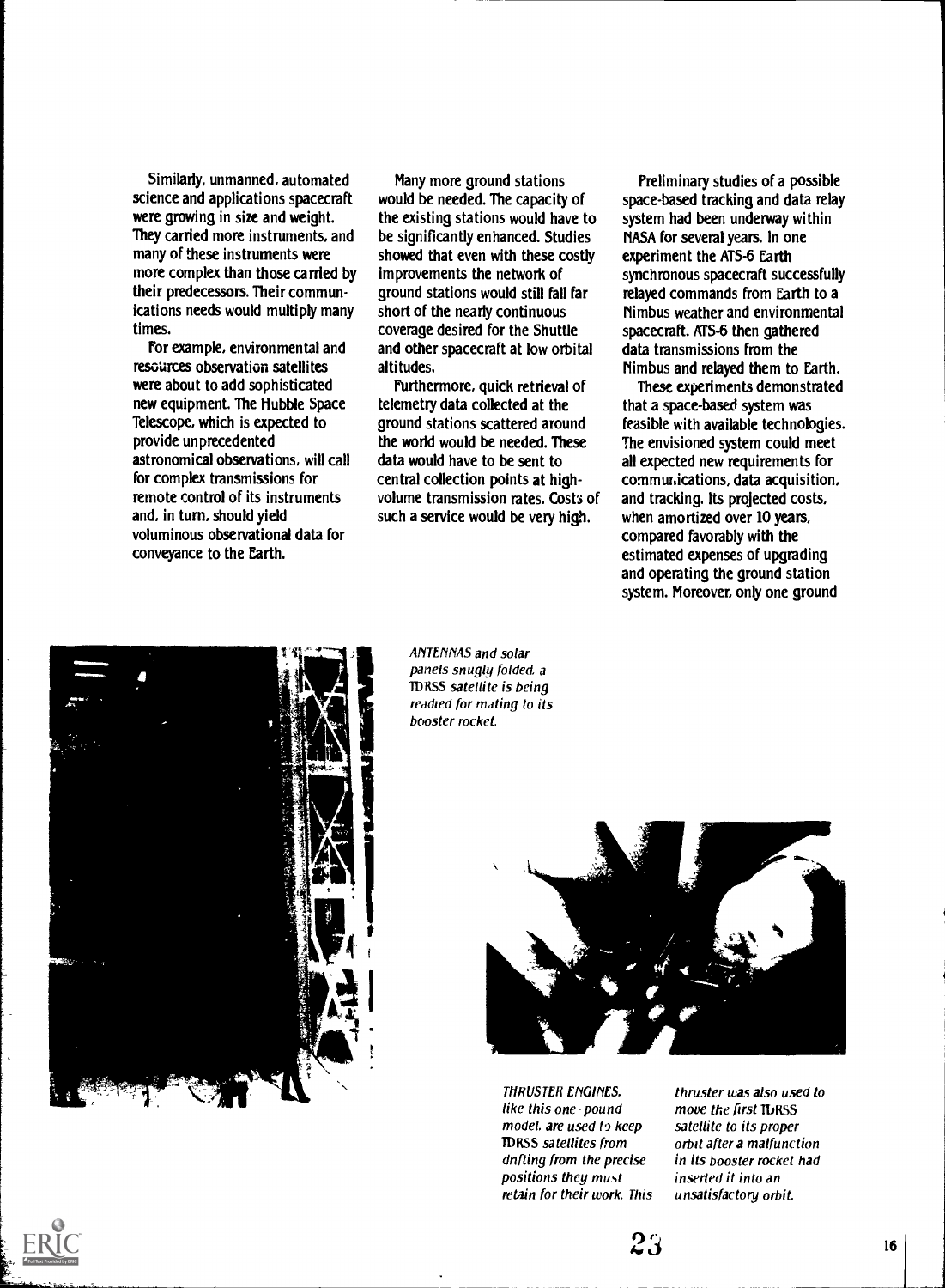Similarly, unmanned, automated science and applications spacecraft were growing in size and weight. They carried more instruments, and many of these instruments were more complex than those carried by their predecessors. Their communications needs would multiply many times.

For example, environmental and resources observation satellites were about to add sophisticated new equipment. The Hubble Space Telescope, which is expected to provide unprecedented astronomical observations, will call for complex transmissions for remote control of its instruments and, in turn, should yield voluminous observational data for conveyance to the Earth.

Many more ground stations would be needed. The capacity of the existing stations would have to be significantly enhanced. Studies showed that even with these costly improvements the network of ground stations would still fall far short of the nearly continuous coverage desired for the Shuttle and other spacecraft at low orbital altitudes.

Furthermore, quick retrieval of telemetry data collected at the ground stations scattered around the world would be needed. These data would have to be sent to central collection points at high-volume transmission rates. Costs of such a service would be very high.

Preliminary studies of a possible space-based tracking and data relay system had been underway within NASA for several years. In one experiment the ATS-6 Earth synchronous spacecraft successfully relayed commands from Earth to a Nimbus weather and environmental spacecraft. ATS-6 then gathered data transmissions from the Nimbus and relayed them to Earth.

These experiments demonstrated that a space-based system was feasible with available technologies. The envisioned system could meet all expected new requirements for communications, data acquisition, and tracking. Its projected costs, when amortized over 10 years, compared favorably with the estimated expenses of upgrading and operating the ground station system. Moreover, only one ground

*ANTENNAS and solar panels snugly folded, a TDRSS satellite is being readied for mating to its booster rocket.*

*THRUSTER ENGINES, like this one-pound model, are used to keep TDRSS satellites from drifting from the precise positions they must retain for their work. This thruster was also used to move the first TDRSS satellite to its proper orbit after a malfunction in its booster rocket had inserted it into an unsatisfactory orbit.*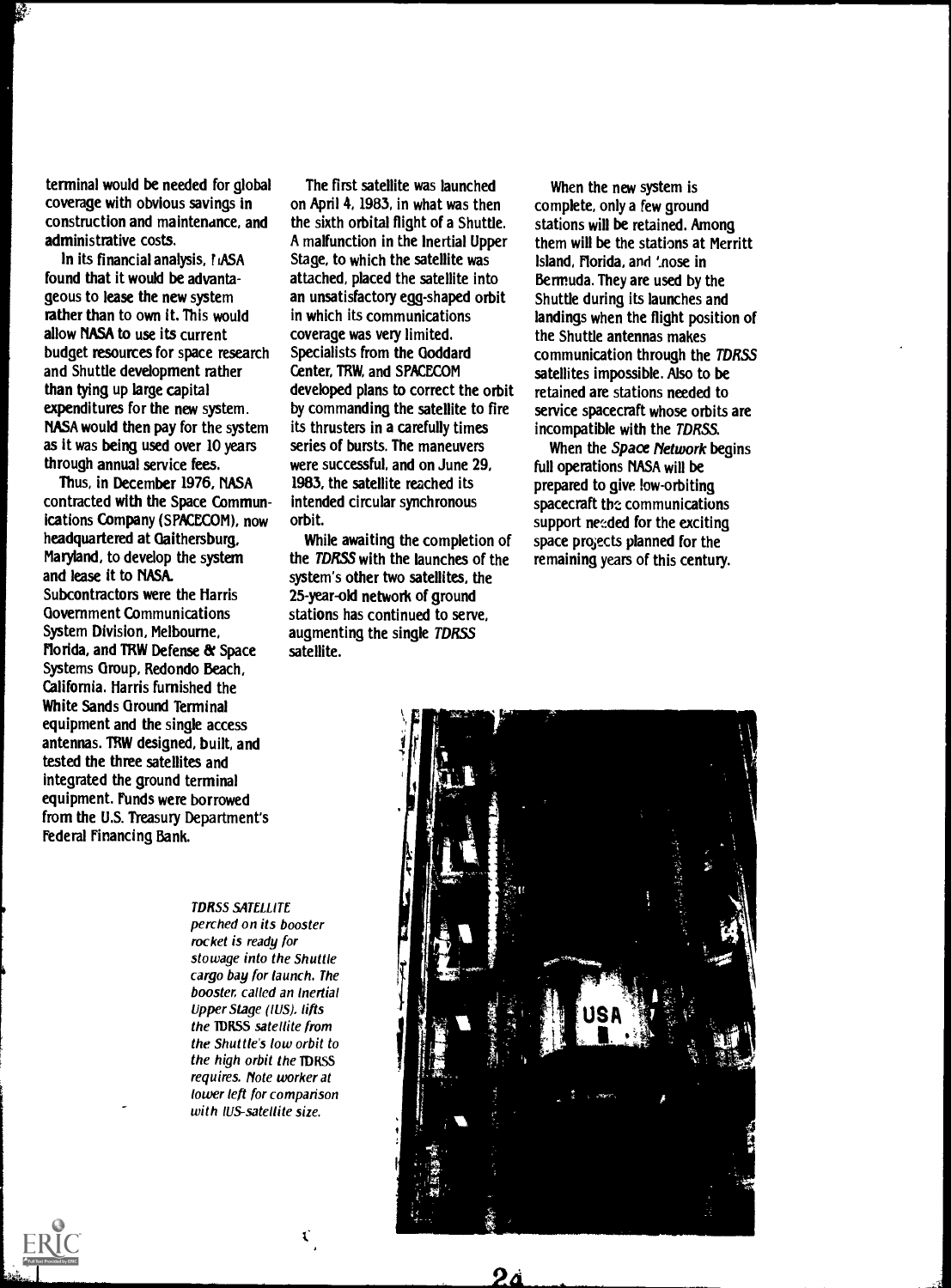terminal would be needed for global coverage with obvious savings in construction and maintenance, and administrative costs.

In its financial analysis, NASA found that it would be advantageous to lease the new system rather than to own it. This would allow NASA to use its current budget resources for space research and Shuttle development rather than tying up large capital expenditures for the new system. NASA would then pay for the system as it was being used over 10 years through annual service fees.

Thus, in December 1976, NASA contracted with the Space Communications Company (SPACECOM), now headquartered at Gaithersburg, Maryland, to develop the system and lease it to NASA. Subcontractors were the Harris Government Communications System Division, Melbourne, Florida, and TRW Defense & Space Systems Group, Redondo Beach, California. Harris furnished the White Sands Ground Terminal equipment and the single access antennas. TRW designed, built, and tested the three satellites and integrated the ground terminal equipment. Funds were borrowed from the U.S. Treasury Department's Federal Financing Bank.

The first satellite was launched on April 4, 1983, in what was then the sixth orbital flight of a Shuttle. A malfunction in the Inertial Upper Stage, to which the satellite was attached, placed the satellite into an unsatisfactory egg-shaped orbit in which its communications coverage was very limited. Specialists from the Goddard Center, TRW, and SPACECOM developed plans to correct the orbit by commanding the satellite to fire its thrusters in a carefully times series of bursts. The maneuvers were successful, and on June 29, 1983, the satellite reached its intended circular synchronous orbit.

While awaiting the completion of the *TDRSS* with the launches of the system's other two satellites, the 25-year-old network of ground stations has continued to serve, augmenting the single *TDRSS* satellite.

When the new system is complete, only a few ground stations will be retained. Among them will be the stations at Merritt Island, Florida, and those in Bermuda. They are used by the Shuttle during its launches and landings when the flight position of the Shuttle antennas makes communication through the *TDRSS* satellites impossible. Also to be retained are stations needed to service spacecraft whose orbits are incompatible with the *TDRSS*.

When the *Space Network* begins full operations NASA will be prepared to give low-orbiting spacecraft the communications support needed for the exciting space projects planned for the remaining years of this century.

*TDRSS SATELLITE perched on its booster rocket is ready for stowage into the Shuttle cargo bay for launch. The booster, called an Inertial Upper Stage (IUS), lifts the TDRSS satellite from the Shuttle's low orbit to the high orbit the TDRSS requires. Note worker at lower left for comparison with IUS-satellite size.*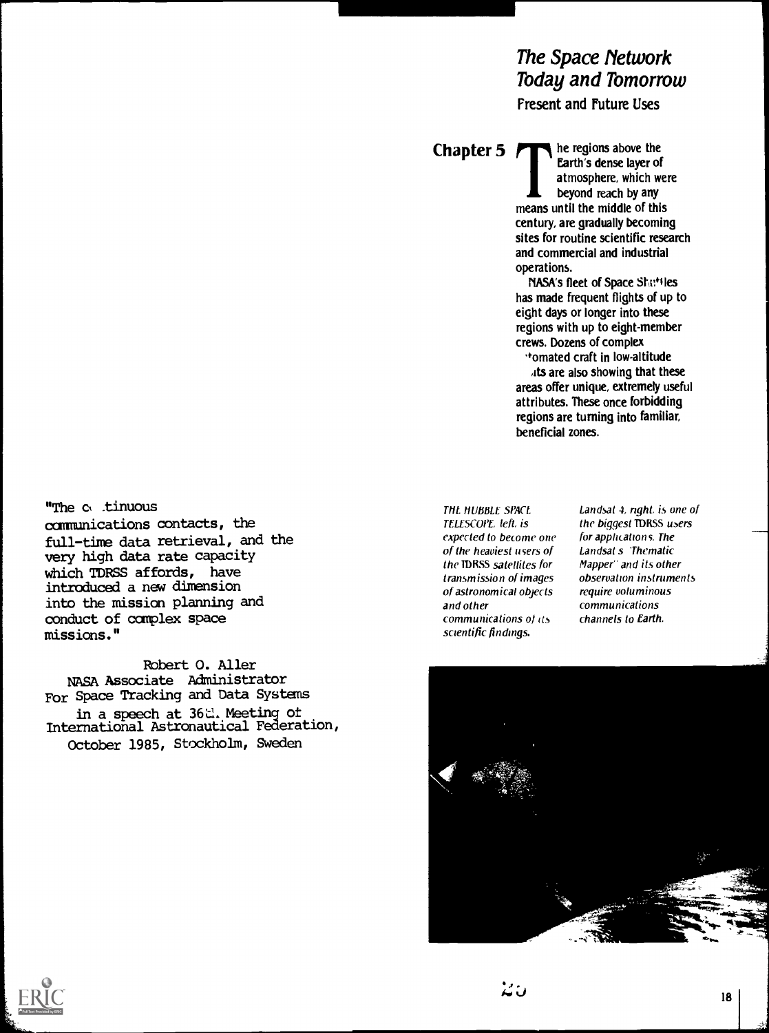# The Space Network Today and Tomorrow

## Present and Future Uses

## Chapter 5

The regions above the Earth's dense layer of atmosphere, which were beyond reach by any means until the middle of this century, are gradually becoming sites for routine scientific research and commercial and industrial operations.

NASA's fleet of Space Shuttles has made frequent flights of up to eight days or longer into these regions with up to eight-member crews. Dozens of complex automated craft in low-altitude orbits are also showing that these areas offer unique, extremely useful attributes. These once forbidding regions are turning into familiar, beneficial zones.

"The continuous communications contacts, the full-time data retrieval, and the very high data rate capacity which TDRSS affords, have introduced a new dimension into the mission planning and conduct of complex space missions."

Robert O. Aller
NASA Associate Administrator
For Space Tracking and Data Systems
in a speech at 36th Meeting of
International Astronautical Federation,
October 1985, Stockholm, Sweden

*THE HUBBLE SPACE TELESCOPE, left, is expected to become one of the heaviest users of the TDRSS satellites for transmission of images of astronomical objects and other communications of its scientific findings.*

*Landsat 4, right, is one of the biggest TDRSS users for applications. The Landsat's "Thematic Mapper" and its other observation instruments require voluminous communications channels to Earth.*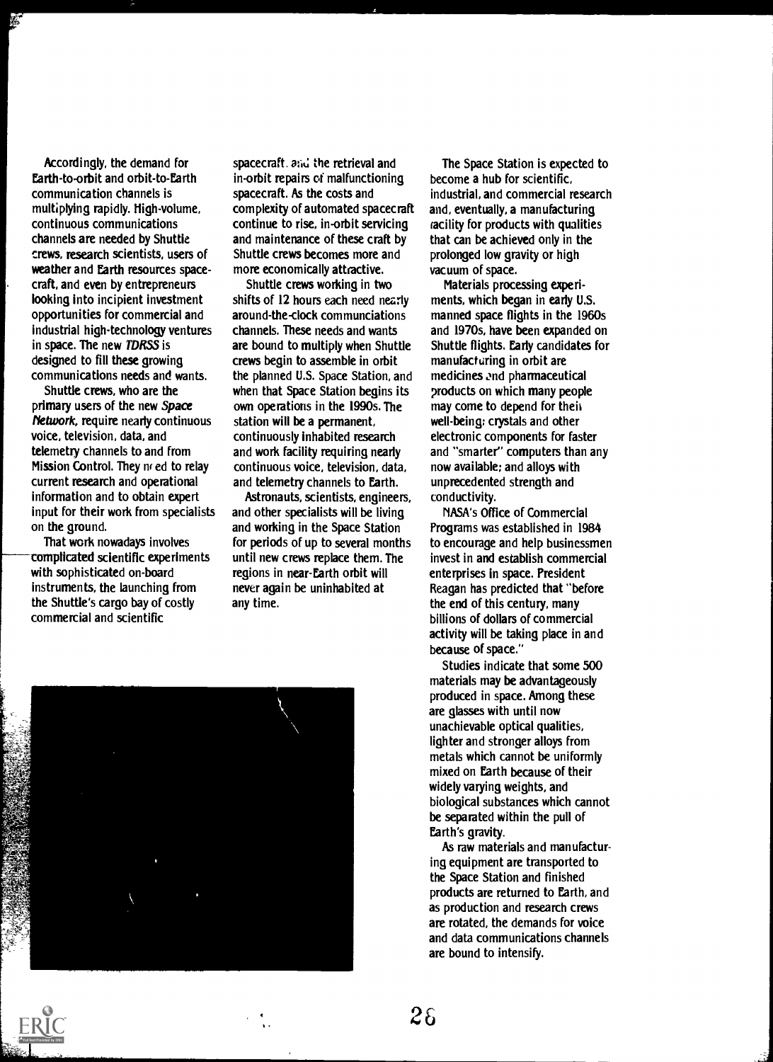Accordingly, the demand for Earth-to-orbit and orbit-to-Earth communication channels is multiplying rapidly. High-volume, continuous communications channels are needed by Shuttle crews, research scientists, users of weather and Earth resources spacecraft, and even by entrepreneurs looking into incipient investment opportunities for commercial and industrial high-technology ventures in space. The new *TDRSS* is designed to fill these growing communications needs and wants.

Shuttle crews, who are the primary users of the new *Space Network*, require nearly continuous voice, television, data, and telemetry channels to and from Mission Control. They need to relay current research and operational information and to obtain expert input for their work from specialists on the ground.

That work nowadays involves complicated scientific experiments with sophisticated on-board instruments, the launching from the Shuttle's cargo bay of costly commercial and scientific spacecraft, and the retrieval and in-orbit repairs of malfunctioning spacecraft. As the costs and complexity of automated spacecraft continue to rise, in-orbit servicing and maintenance of these craft by Shuttle crews becomes more and more economically attractive.

Shuttle crews working in two shifts of 12 hours each need nearly around-the-clock communciations channels. These needs and wants are bound to multiply when Shuttle crews begin to assemble in orbit the planned U.S. Space Station, and when that Space Station begins its own operations in the 1990s. The station will be a permanent, continuously inhabited research and work facility requiring nearly continuous voice, television, data, and telemetry channels to Earth.

Astronauts, scientists, engineers, and other specialists will be living and working in the Space Station for periods of up to several months until new crews replace them. The regions in near-Earth orbit will never again be uninhabited at any time.

The Space Station is expected to become a hub for scientific, industrial, and commercial research and, eventually, a manufacturing facility for products with qualities that can be achieved only in the prolonged low gravity or high vacuum of space.

Materials processing experiments, which began in early U.S. manned space flights in the 1960s and 1970s, have been expanded on Shuttle flights. Early candidates for manufacturing in orbit are medicines and pharmaceutical products on which many people may come to depend for their well-being; crystals and other electronic components for faster and "smarter" computers than any now available; and alloys with unprecedented strength and conductivity.

NASA's Office of Commercial Programs was established in 1984 to encourage and help businessmen invest in and establish commercial enterprises in space. President Reagan has predicted that "before the end of this century, many billions of dollars of commercial activity will be taking place in and because of space."

Studies indicate that some 500 materials may be advantageously produced in space. Among these are glasses with until now unachievable optical qualities, lighter and stronger alloys from metals which cannot be uniformly mixed on Earth because of their widely varying weights, and biological substances which cannot be separated within the pull of Earth's gravity.

As raw materials and manufacturing equipment are transported to the Space Station and finished products are returned to Earth, and as production and research crews are rotated, the demands for voice and data communications channels are bound to intensify.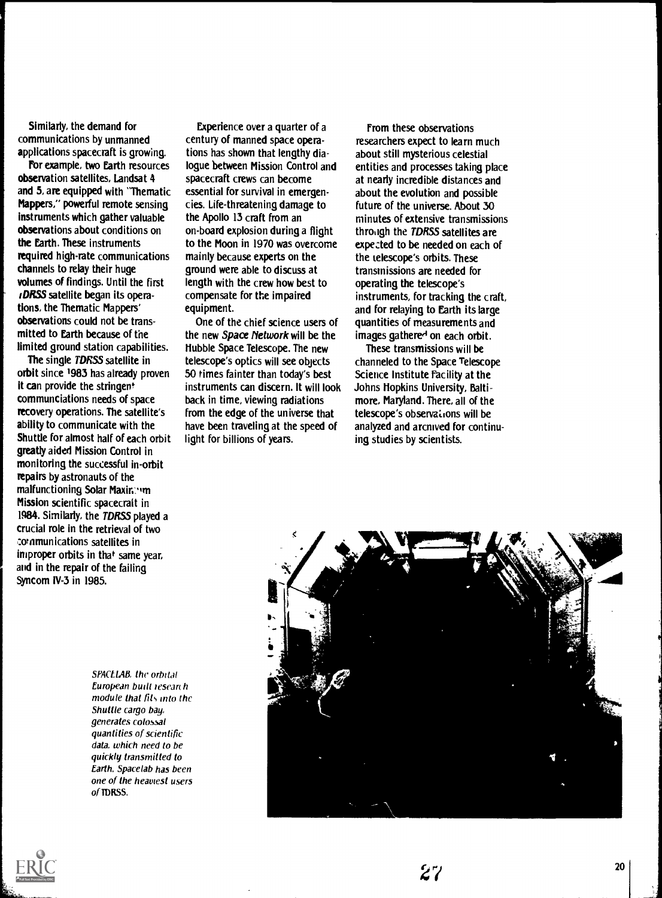Similarly, the demand for communications by unmanned applications spacecraft is growing.

For example, two Earth resources observation satellites, Landsat 4 and 5, are equipped with "Thematic Mappers," powerful remote sensing instruments which gather valuable observations about conditions on the Earth. These instruments required high-rate communications channels to relay their huge volumes of findings. Until the first *TDRSS* satellite began its operations, the Thematic Mappers' observations could not be transmitted to Earth because of the limited ground station capabilities.

The single *TDRSS* satellite in orbit since 1983 has already proven it can provide the stringent communciations needs of space recovery operations. The satellite's ability to communicate with the Shuttle for almost half of each orbit greatly aided Mission Control in monitoring the successful in-orbit repairs by astronauts of the malfunctioning Solar Maximum Mission scientific spacecraft in 1984. Similarly, the *TDRSS* played a crucial role in the retrieval of two communications satellites in improper orbits in that same year, and in the repair of the failing Syncom IV-3 in 1985.

Experience over a quarter of a century of manned space operations has shown that lengthy dialogue between Mission Control and spacecraft crews can become essential for survival in emergencies. Life-threatening damage to the Apollo 13 craft from an on-board explosion during a flight to the Moon in 1970 was overcome mainly because experts on the ground were able to discuss at length with the crew how best to compensate for the impaired equipment.

One of the chief science users of the new *Space Network* will be the Hubble Space Telescope. The new telescope's optics will see objects 50 times fainter than today's best instruments can discern. It will look back in time, viewing radiations from the edge of the universe that have been traveling at the speed of light for billions of years.

From these observations researchers expect to learn much about still mysterious celestial entities and processes taking place at nearly incredible distances and about the evolution and possible future of the universe. About 30 minutes of extensive transmissions through the *TDRSS* satellites are expected to be needed on each of the telescope's orbits. These transmissions are needed for operating the telescope's instruments, for tracking the craft, and for relaying to Earth its large quantities of measurements and images gathered on each orbit.

These transmissions will be channeled to the Space Telescope Science Institute Facility at the Johns Hopkins University, Baltimore, Maryland. There, all of the telescope's observations will be analyzed and archived for continuing studies by scientists.

*SPACELAB, the orbital European built research module that fits into the Shuttle cargo bay, generates colossal quantities of scientific data, which need to be quickly transmitted to Earth. Spacelab has been one of the heaviest users of TDRSS.*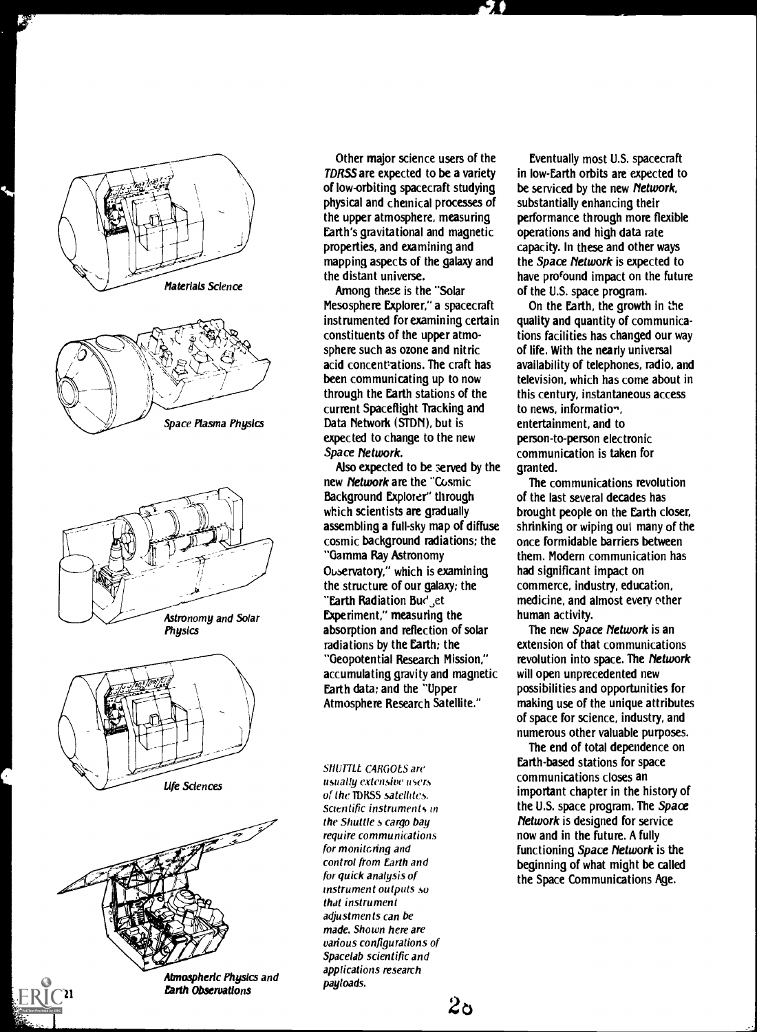Materials Science

Space Plasma Physics

Astronomy and Solar Physics

Life Sciences

Atmospheric Physics and Earth Observations

Other major science users of the *TDRSS* are expected to be a variety of low-orbiting spacecraft studying physical and chemical processes of the upper atmosphere, measuring Earth's gravitational and magnetic properties, and examining and mapping aspects of the galaxy and the distant universe.

Among these is the "Solar Mesosphere Explorer," a spacecraft instrumented for examining certain constituents of the upper atmosphere such as ozone and nitric acid concentrations. The craft has been communicating up to now through the Earth stations of the current Spaceflight Tracking and Data Network (STDN), but is expected to change to the new *Space Network*.

Also expected to be served by the new *Network* are the "Cosmic Background Explorer" through which scientists are gradually assembling a full-sky map of diffuse cosmic background radiations; the "Gamma Ray Astronomy Observatory," which is examining the structure of our galaxy; the "Earth Radiation Budget Experiment," measuring the absorption and reflection of solar radiations by the Earth; the "Geopotential Research Mission," accumulating gravity and magnetic Earth data; and the "Upper Atmosphere Research Satellite."

*SHUTTLE CARGOES are usually extensive users of the TDRSS satellites. Scientific instruments in the Shuttle's cargo bay require communications for monitoring and control from Earth and for quick analysis of instrument outputs so that instrument adjustments can be made. Shown here are various configurations of Spacelab scientific and applications research payloads.*

Eventually most U.S. spacecraft in low-Earth orbits are expected to be serviced by the new *Network*, substantially enhancing their performance through more flexible operations and high data rate capacity. In these and other ways the *Space Network* is expected to have profound impact on the future of the U.S. space program.

On the Earth, the growth in the quality and quantity of communications facilities has changed our way of life. With the nearly universal availability of telephones, radio, and television, which has come about in this century, instantaneous access to news, information, entertainment, and to person-to-person electronic communication is taken for granted.

The communications revolution of the last several decades has brought people on the Earth closer, shrinking or wiping out many of the once formidable barriers between them. Modern communication has had significant impact on commerce, industry, education, medicine, and almost every other human activity.

The new *Space Network* is an extension of that communications revolution into space. The *Network* will open unprecedented new possibilities and opportunities for making use of the unique attributes of space for science, industry, and numerous other valuable purposes.

The end of total dependence on Earth-based stations for space communications closes an important chapter in the history of the U.S. space program. The *Space Network* is designed for service now and in the future. A fully functioning *Space Network* is the beginning of what might be called the Space Communications Age.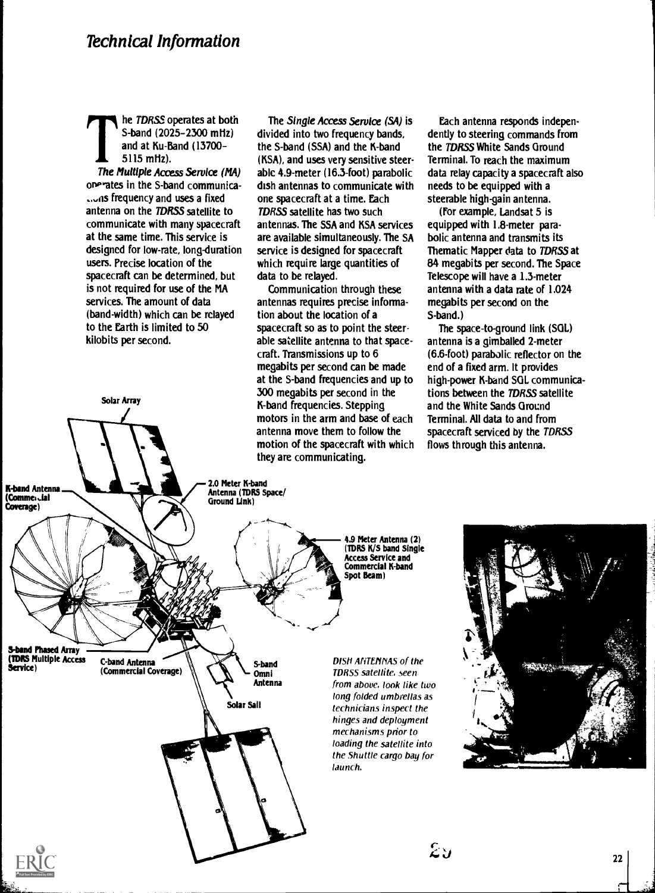# Technical Information

The *TDRSS* operates at both S-band (2025–2300 mHz) and at Ku-Band (13700–5115 mHz).

***The Multiple Access Service (MA)*** operates in the S-band communications frequency and uses a fixed antenna on the *TDRSS* satellite to communicate with many spacecraft at the same time. This service is designed for low-rate, long-duration users. Precise location of the spacecraft can be determined, but is not required for use of the MA services. The amount of data (band-width) which can be relayed to the Earth is limited to 50 kilobits per second.

The ***Single Access Service (SA)*** is divided into two frequency bands, the S-band (SSA) and the K-band (KSA), and uses very sensitive steerable 4.9-meter (16.3-foot) parabolic dish antennas to communicate with one spacecraft at a time. Each *TDRSS* satellite has two such antennas. The SSA and KSA services are available simultaneously. The SA service is designed for spacecraft which require large quantities of data to be relayed.

Communication through these antennas requires precise information about the location of a spacecraft so as to point the steerable satellite antenna to that spacecraft. Transmissions up to 6 megabits per second can be made at the S-band frequencies and up to 300 megabits per second in the K-band frequencies. Stepping motors in the arm and base of each antenna move them to follow the motion of the spacecraft with which they are communicating.

Each antenna responds independently to steering commands from the *TDRSS* White Sands Ground Terminal. To reach the maximum data relay capacity a spacecraft also needs to be equipped with a steerable high-gain antenna.

(For example, Landsat 5 is equipped with 1.8-meter parabolic antenna and transmits its Thematic Mapper data to *TDRSS* at 84 megabits per second. The Space Telescope will have a 1.3-meter antenna with a data rate of 1.024 megabits per second on the S-band.)

The space-to-ground link (SGL) antenna is a gimballed 2-meter (6.6-foot) parabolic reflector on the end of a fixed arm. It provides high-power K-band SGL communications between the *TDRSS* satellite and the White Sands Ground Terminal. All data to and from spacecraft serviced by the *TDRSS* flows through this antenna.

Solar Array

K-band Antenna (Commercial Coverage)

2.0 Meter K-band Antenna (TDRS Space/Ground Link)

4.9 Meter Antenna (2) (TDRS K/S band Single Access Service and Commercial K-band Spot Beam)

S-band Phased Array (TDRS Multiple Access Service)

C-band Antenna (Commercial Coverage)

S-band Omni Antenna

Solar Sail

*DISH ANTENNAS of the TDRSS satellite, seen from above, look like two long folded umbrellas as technicians inspect the hinges and deployment mechanisms prior to loading the satellite into the Shuttle cargo bay for launch.*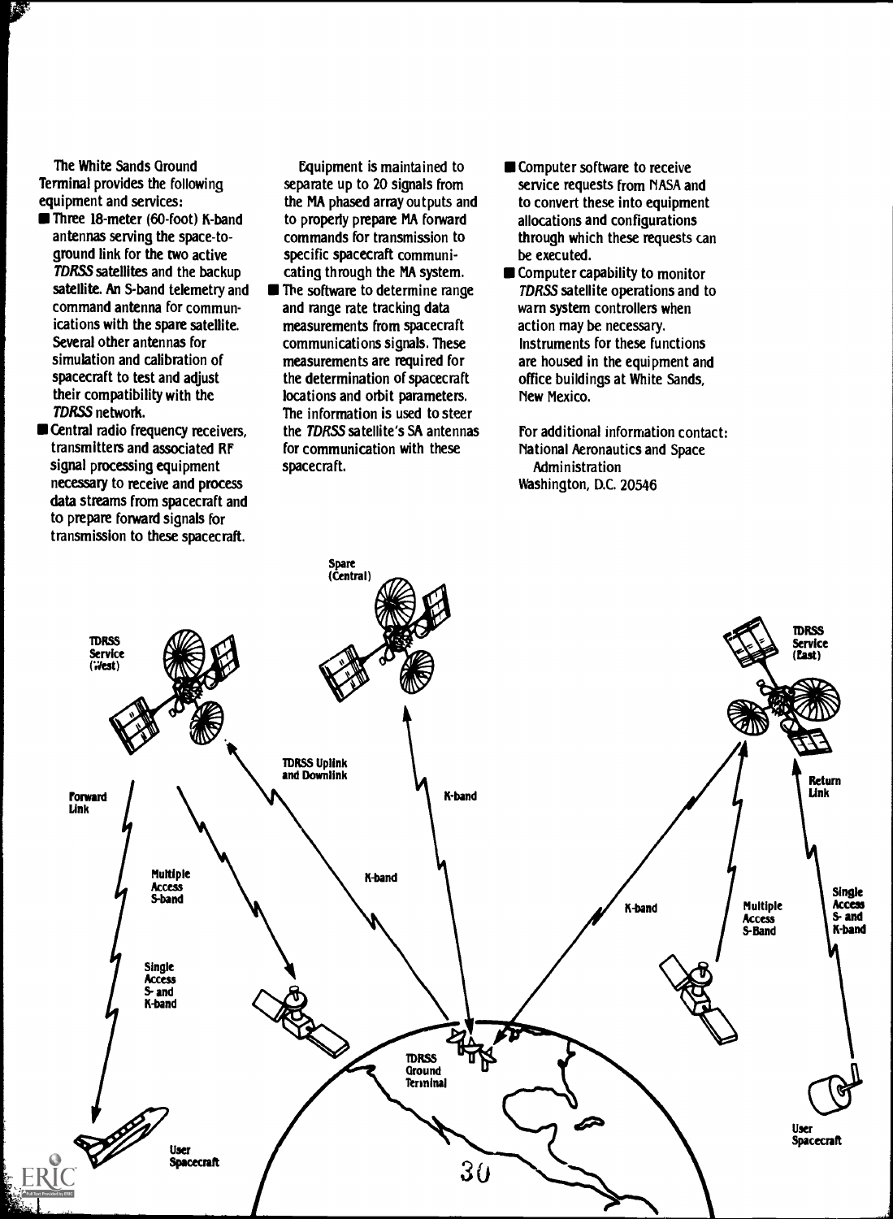The White Sands Ground Terminal provides the following equipment and services:

- Three 18-meter (60-foot) K-band antennas serving the space-to-ground link for the two active *TDRSS* satellites and the backup satellite. An S-band telemetry and command antenna for communications with the spare satellite. Several other antennas for simulation and calibration of spacecraft to test and adjust their compatibility with the *TDRSS* network.
- Central radio frequency receivers, transmitters and associated RF signal processing equipment necessary to receive and process data streams from spacecraft and to prepare forward signals for transmission to these spacecraft.

Equipment is maintained to separate up to 20 signals from the MA phased array outputs and to properly prepare MA forward commands for transmission to specific spacecraft communicating through the MA system.

- The software to determine range and range rate tracking data measurements from spacecraft communications signals. These measurements are required for the determination of spacecraft locations and orbit parameters. The information is used to steer the *TDRSS* satellite's SA antennas for communication with these spacecraft.
- Computer software to receive service requests from NASA and to convert these into equipment allocations and configurations through which these requests can be executed.
- Computer capability to monitor *TDRSS* satellite operations and to warn system controllers when action may be necessary. Instruments for these functions are housed in the equipment and office buildings at White Sands, New Mexico.

For additional information contact:
National Aeronautics and Space Administration
Washington, D.C. 20546

Spare (Central)

TDRSS Service (West)

TDRSS Service (East)

TDRSS Uplink and Downlink

Forward Link

Return Link

K-band

Multiple Access S-band

Single Access S- and K-band

TDRSS Ground Terminal

User Spacecraft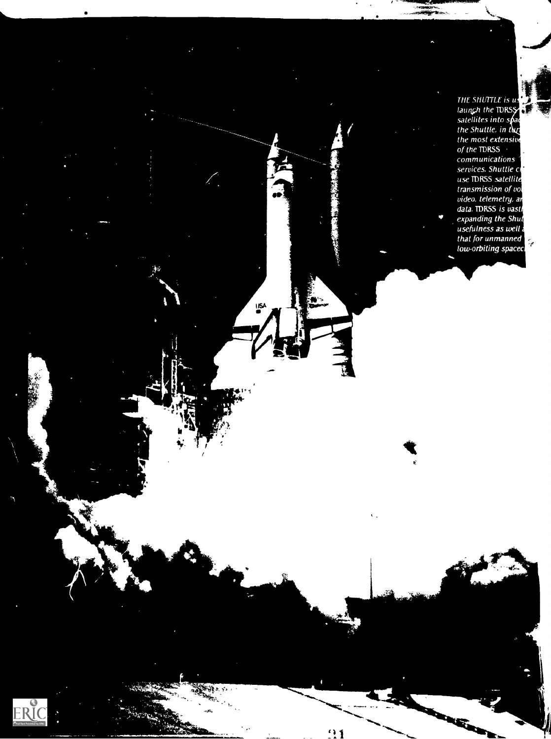*THE SHUTTLE is us launch the TDRSS satellites into spac the Shuttle, in turn the most extensive of the TDRSS communications services. Shuttle cr use TDRSS satellite transmission of voi video, telemetry, an data. TDRSS is vastl expanding the Shut usefulness as well a that for unmanned low-orbiting spacec*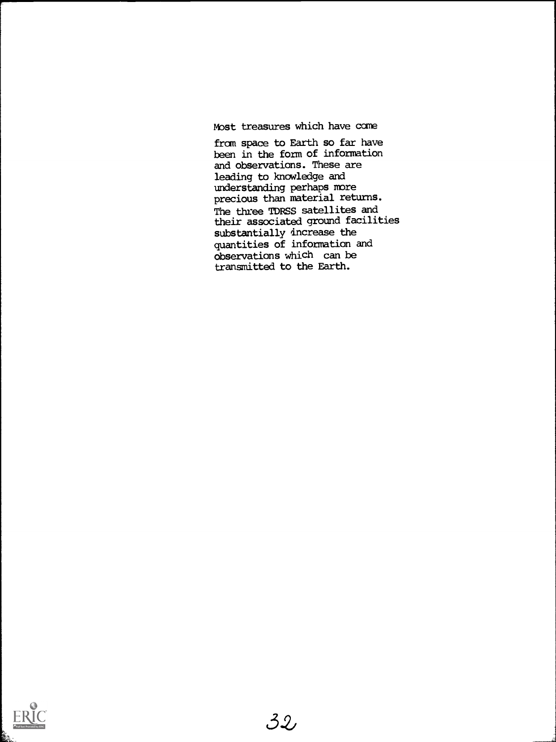Most treasures which have come

from space to Earth so far have been in the form of information and observations. These are leading to knowledge and understanding perhaps more precious than material returns. The three TDRSS satellites and their associated ground facilities substantially increase the quantities of information and observations which can be transmitted to the Earth.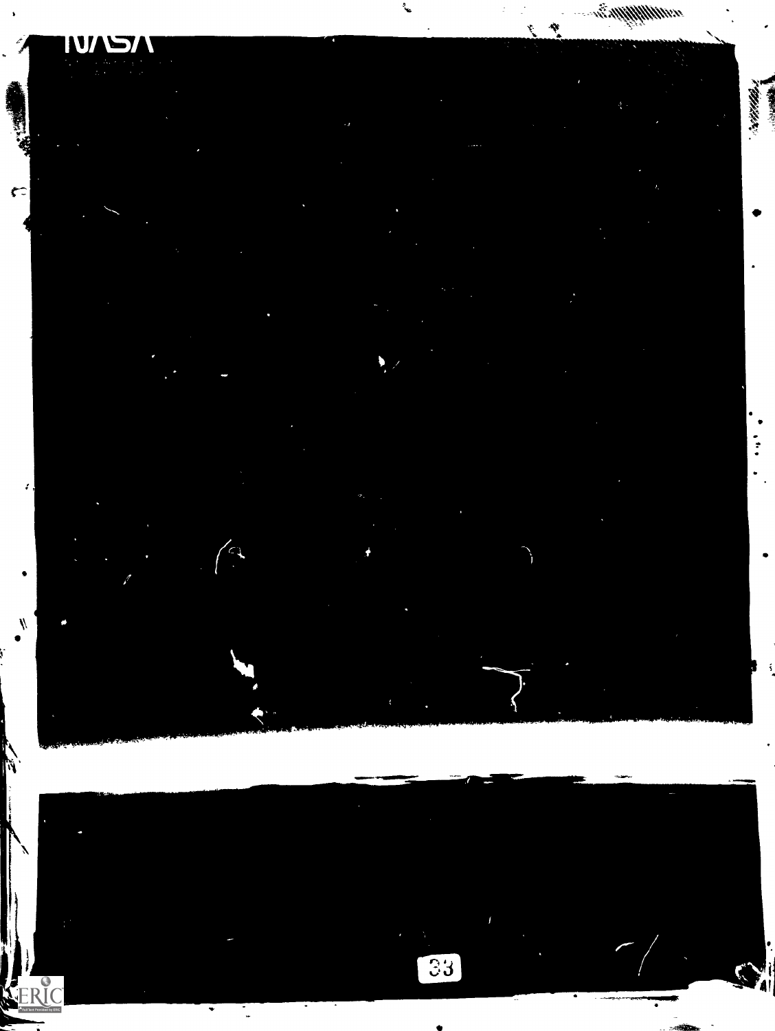NASA